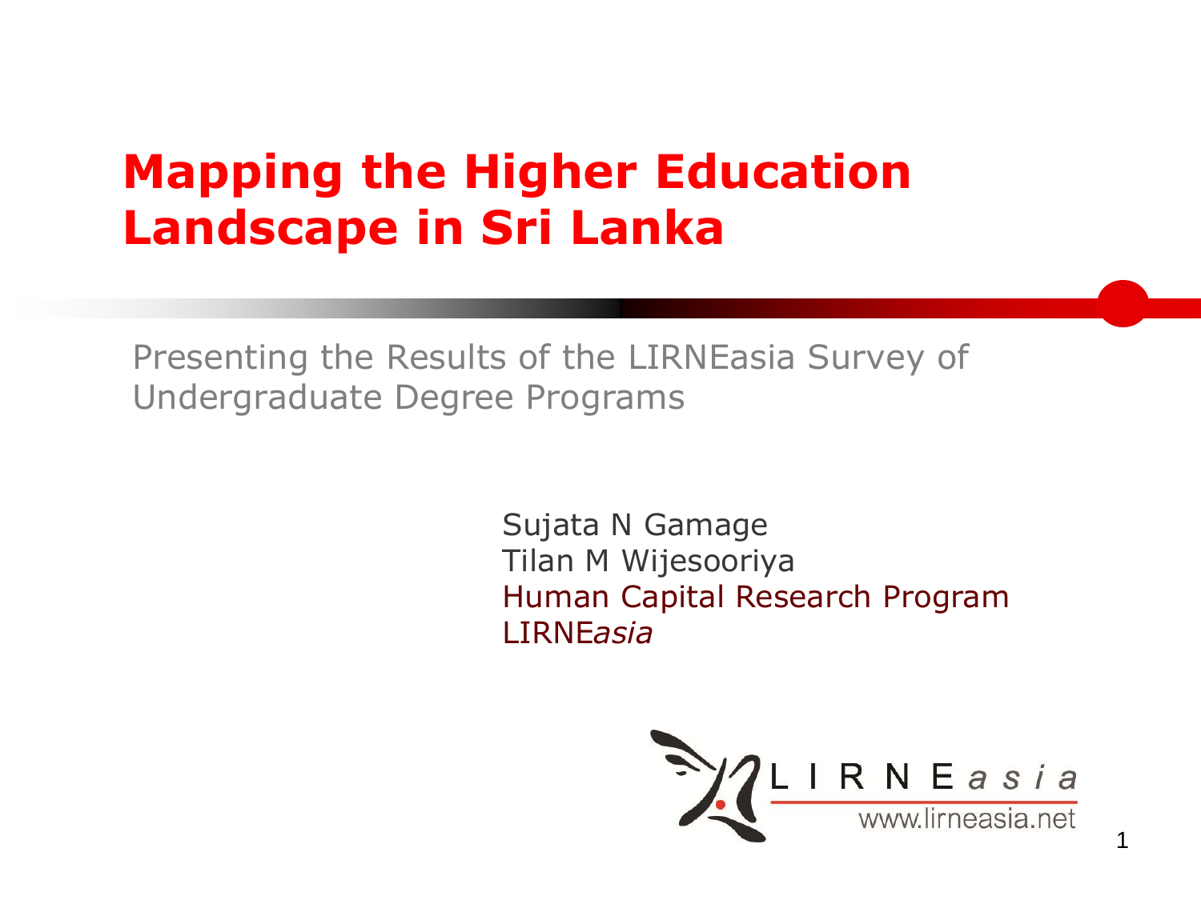# Mapping the Higher Education Landscape in Sri Lanka

Presenting the Results of the LIRNEasia Survey of Undergraduate Degree Programs

Sujata N Gamage
Tilan M Wijesooriya
Human Capital Research Program
LIRNE*asia*

LIRNEasia
www.lirneasia.net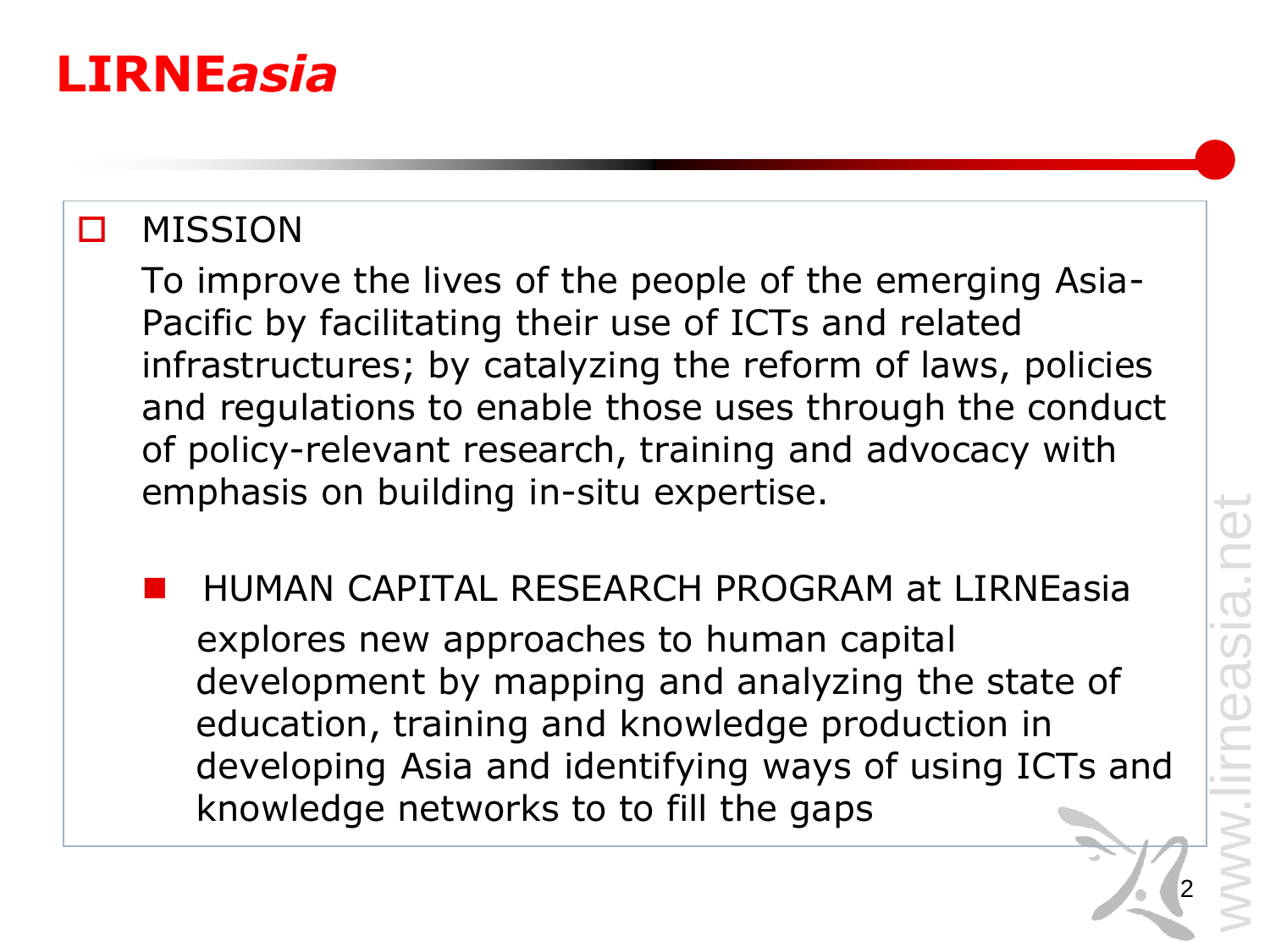# LIRNE*asia*

- MISSION

  To improve the lives of the people of the emerging Asia-Pacific by facilitating their use of ICTs and related infrastructures; by catalyzing the reform of laws, policies and regulations to enable those uses through the conduct of policy-relevant research, training and advocacy with emphasis on building in-situ expertise.

  - HUMAN CAPITAL RESEARCH PROGRAM at LIRNEasia explores new approaches to human capital development by mapping and analyzing the state of education, training and knowledge production in developing Asia and identifying ways of using ICTs and knowledge networks to to fill the gaps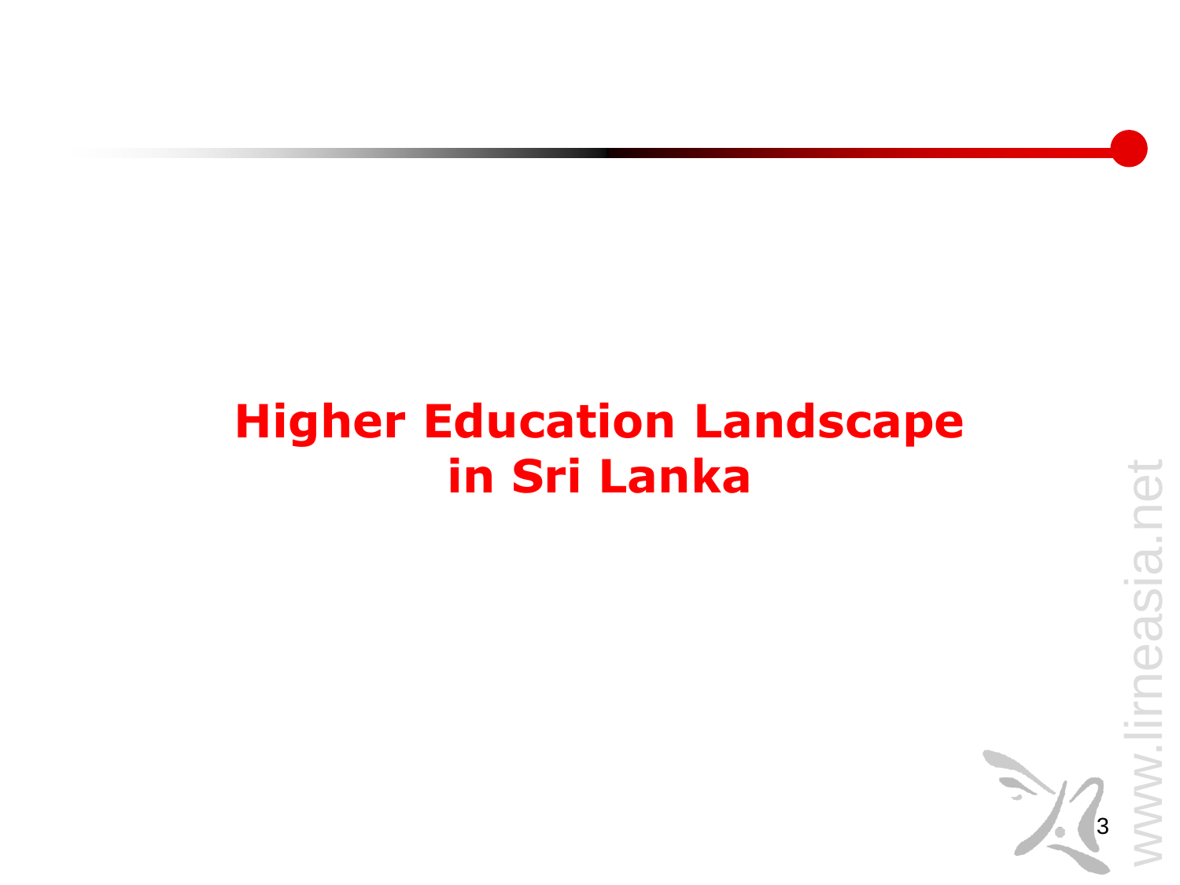# Higher Education Landscape in Sri Lanka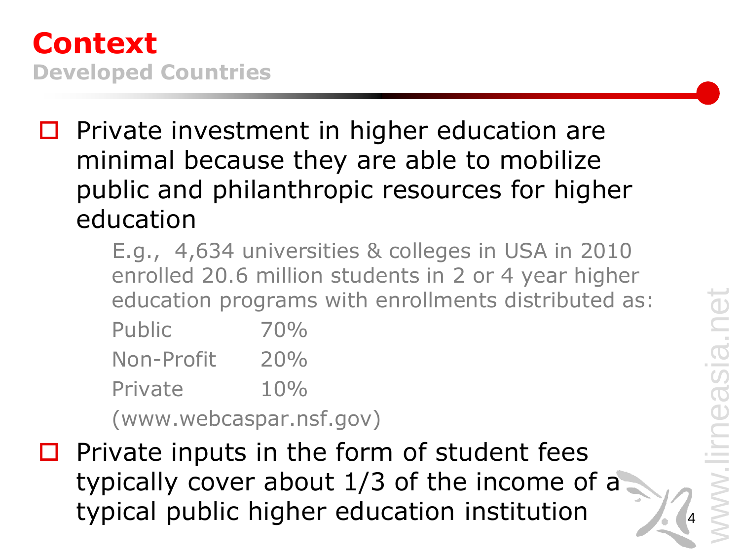# Context

## Developed Countries

- Private investment in higher education are minimal because they are able to mobilize public and philanthropic resources for higher education

  E.g., 4,634 universities & colleges in USA in 2010 enrolled 20.6 million students in 2 or 4 year higher education programs with enrollments distributed as:

  | | |
  |---|---|
  | Public | 70% |
  | Non-Profit | 20% |
  | Private | 10% |

  (www.webcaspar.nsf.gov)

- Private inputs in the form of student fees typically cover about 1/3 of the income of a typical public higher education institution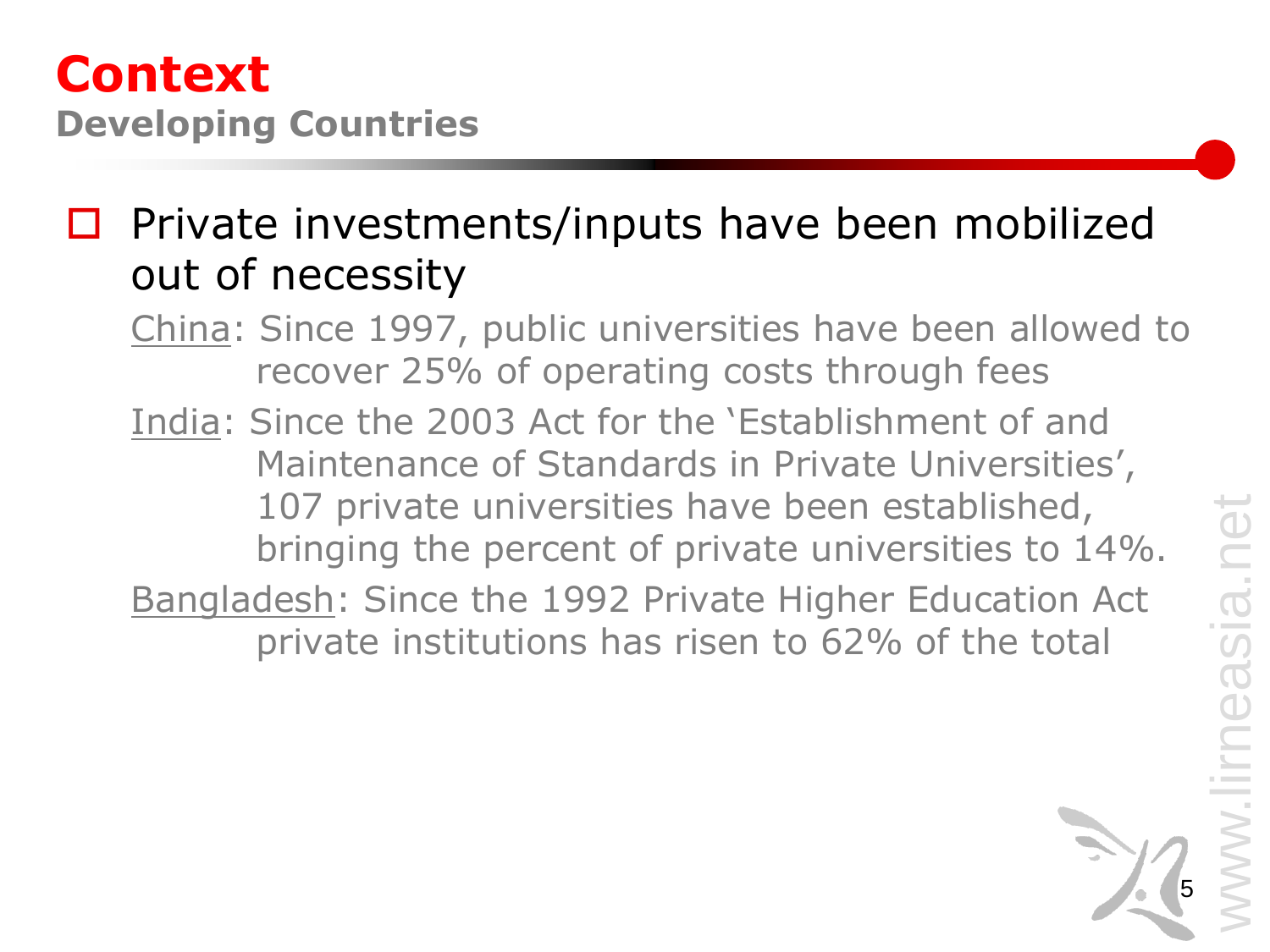# Context

## Developing Countries

- Private investments/inputs have been mobilized out of necessity

  China: Since 1997, public universities have been allowed to recover 25% of operating costs through fees

  India: Since the 2003 Act for the 'Establishment of and Maintenance of Standards in Private Universities', 107 private universities have been established, bringing the percent of private universities to 14%.

  Bangladesh: Since the 1992 Private Higher Education Act private institutions has risen to 62% of the total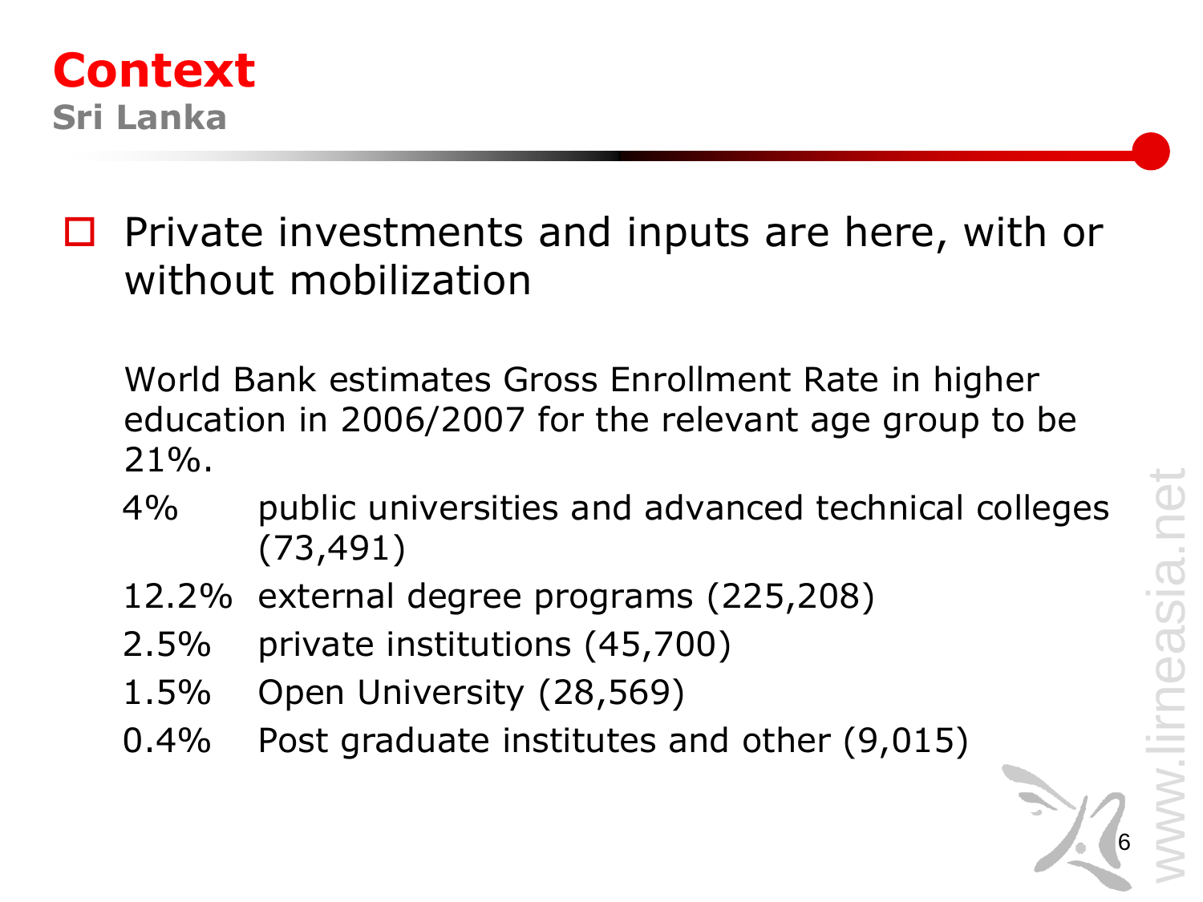# Context

## Sri Lanka

- Private investments and inputs are here, with or without mobilization

World Bank estimates Gross Enrollment Rate in higher education in 2006/2007 for the relevant age group to be 21%.

| | |
|---|---|
| 4% | public universities and advanced technical colleges (73,491) |
| 12.2% | external degree programs (225,208) |
| 2.5% | private institutions (45,700) |
| 1.5% | Open University (28,569) |
| 0.4% | Post graduate institutes and other (9,015) |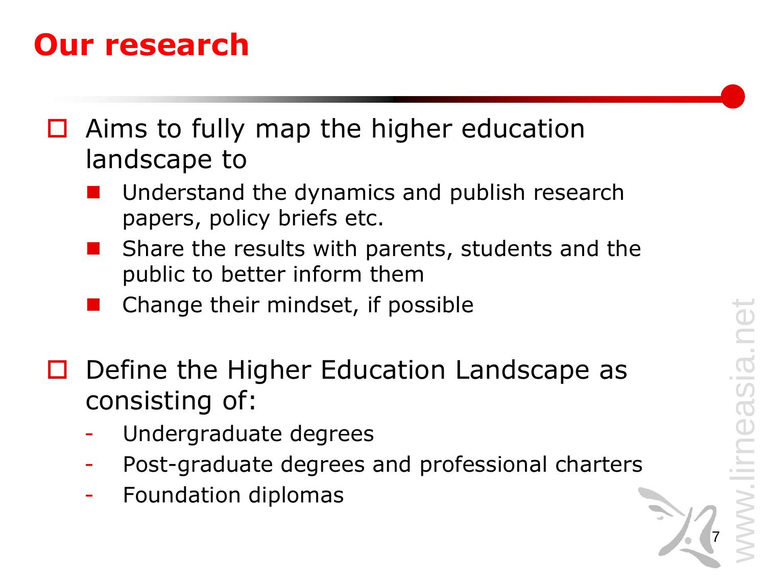# Our research

- Aims to fully map the higher education landscape to
  - Understand the dynamics and publish research papers, policy briefs etc.
  - Share the results with parents, students and the public to better inform them
  - Change their mindset, if possible

- Define the Higher Education Landscape as consisting of:
  - Undergraduate degrees
  - Post-graduate degrees and professional charters
  - Foundation diplomas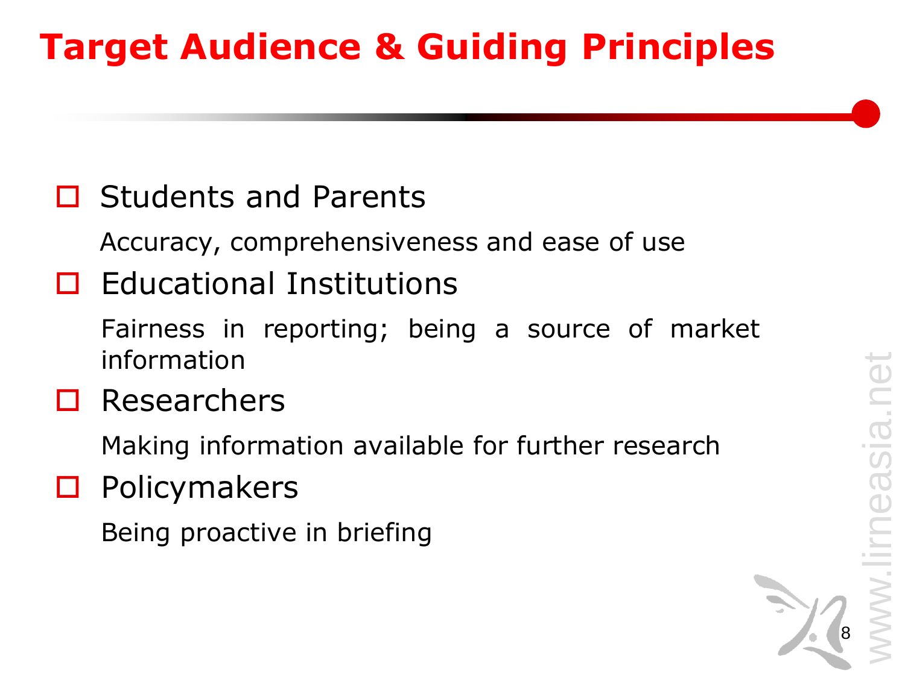# Target Audience & Guiding Principles

- Students and Parents

  Accuracy, comprehensiveness and ease of use

- Educational Institutions

  Fairness in reporting; being a source of market information

- Researchers

  Making information available for further research

- Policymakers

  Being proactive in briefing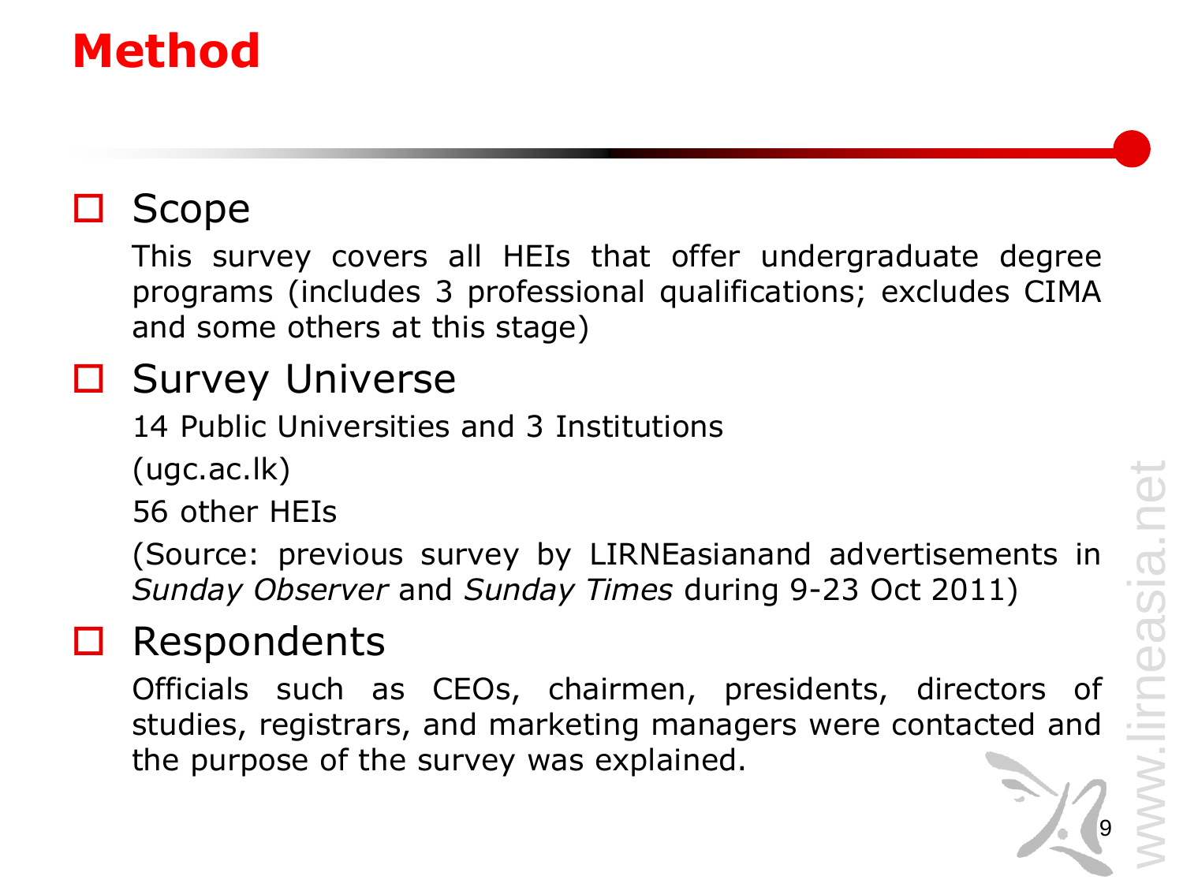# Method

- Scope

  This survey covers all HEIs that offer undergraduate degree programs (includes 3 professional qualifications; excludes CIMA and some others at this stage)

- Survey Universe

  14 Public Universities and 3 Institutions

  (ugc.ac.lk)

  56 other HEIs

  (Source: previous survey by LIRNEasianand advertisements in *Sunday Observer* and *Sunday Times* during 9-23 Oct 2011)

- Respondents

  Officials such as CEOs, chairmen, presidents, directors of studies, registrars, and marketing managers were contacted and the purpose of the survey was explained.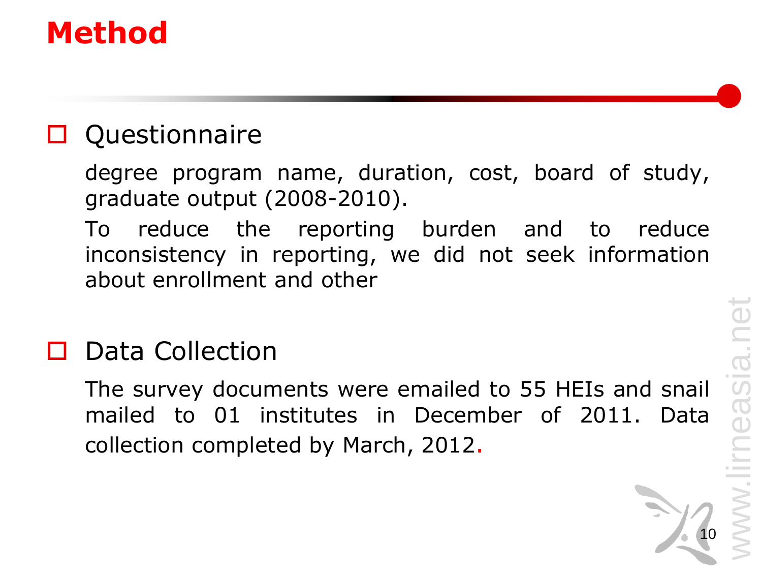# Method

- Questionnaire

  degree program name, duration, cost, board of study, graduate output (2008-2010).

  To reduce the reporting burden and to reduce inconsistency in reporting, we did not seek information about enrollment and other

- Data Collection

  The survey documents were emailed to 55 HEIs and snail mailed to 01 institutes in December of 2011. Data collection completed by March, 2012.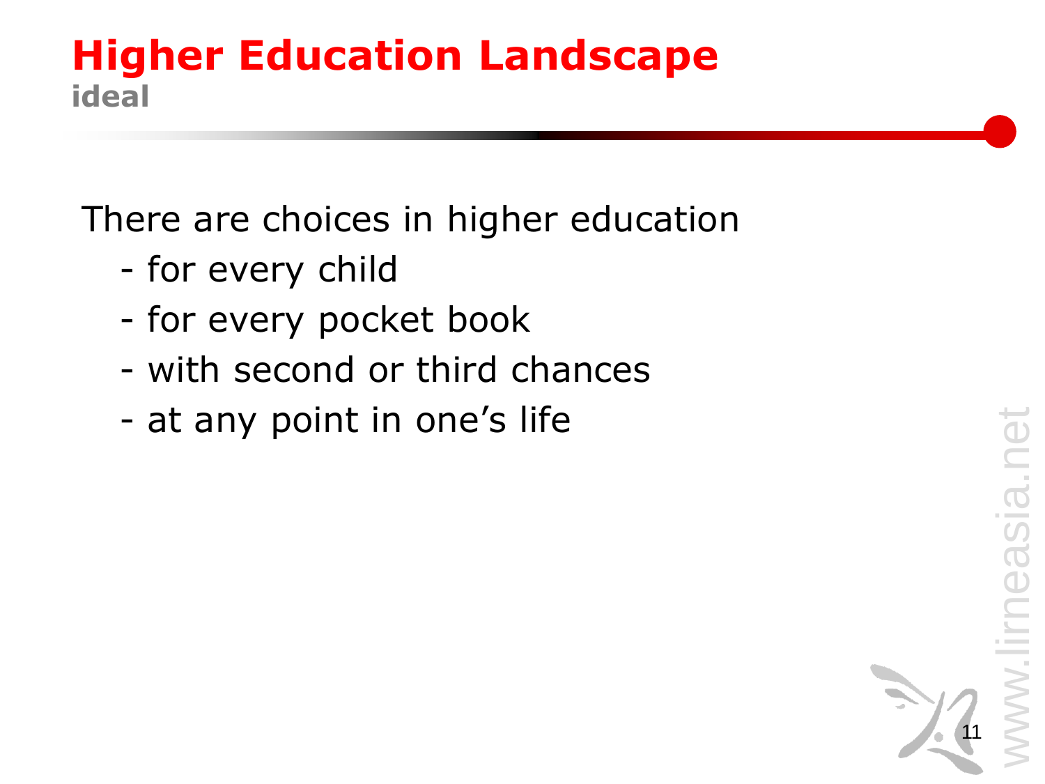# Higher Education Landscape

**ideal**

There are choices in higher education

- for every child
- for every pocket book
- with second or third chances
- at any point in one's life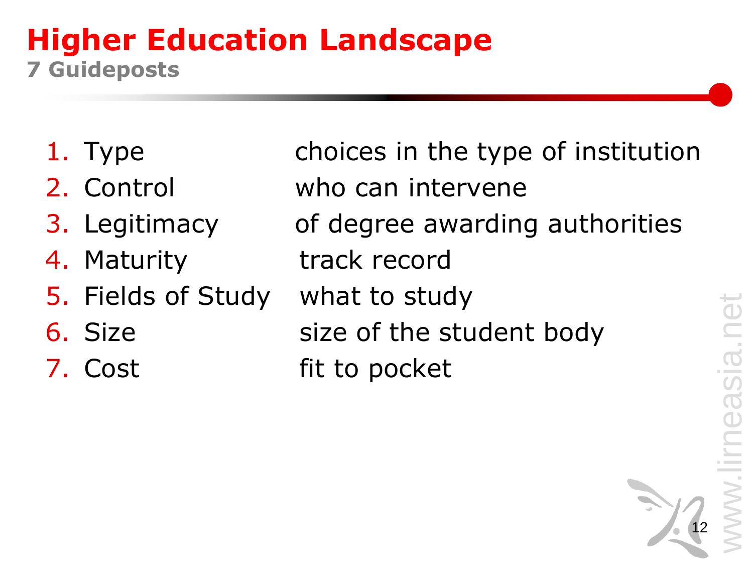# Higher Education Landscape

## 7 Guideposts

1. Type — choices in the type of institution
2. Control — who can intervene
3. Legitimacy — of degree awarding authorities
4. Maturity — track record
5. Fields of Study — what to study
6. Size — size of the student body
7. Cost — fit to pocket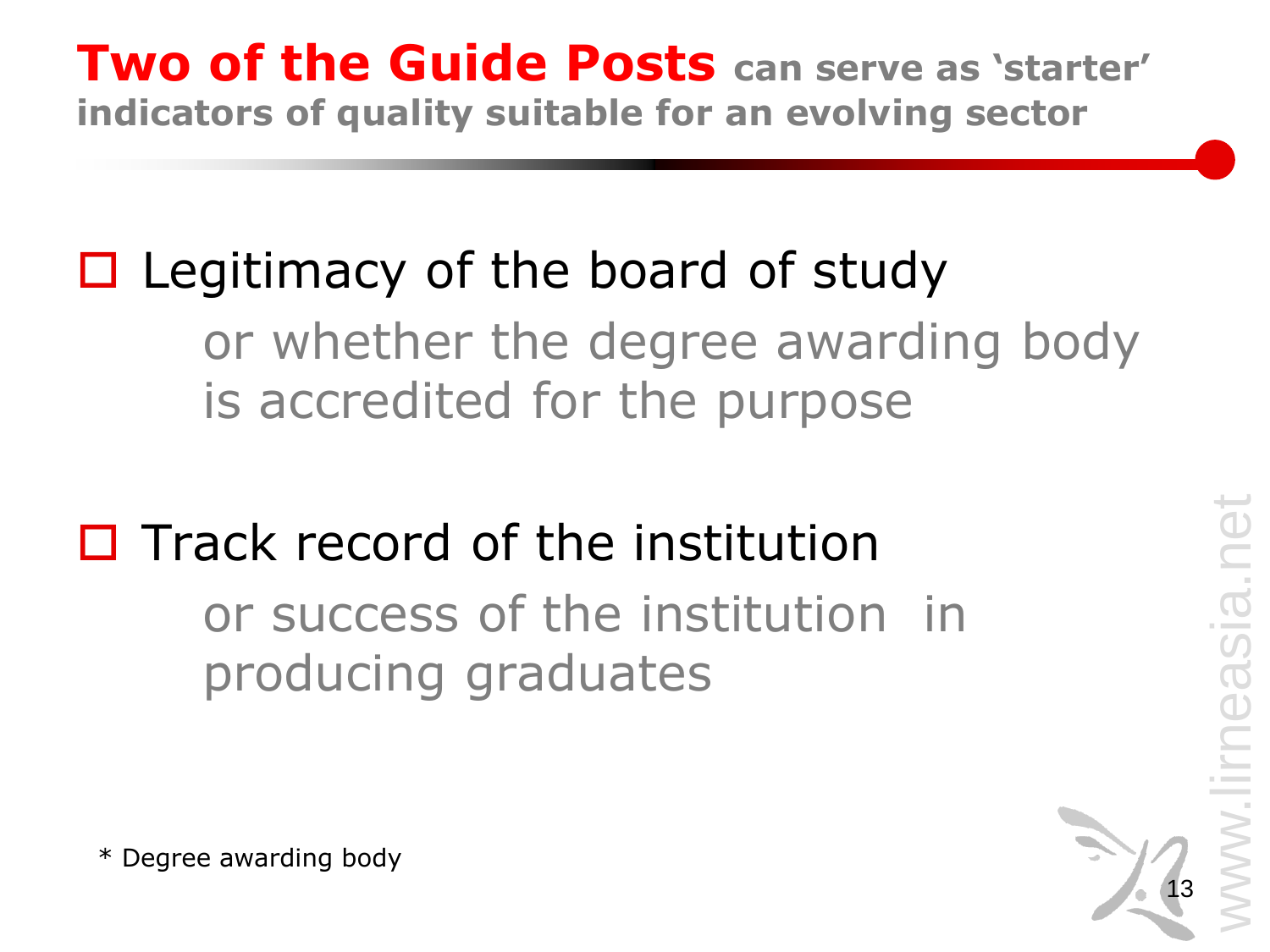# **Two of the Guide Posts** can serve as 'starter' indicators of quality suitable for an evolving sector

- Legitimacy of the board of study

  or whether the degree awarding body is accredited for the purpose

- Track record of the institution

  or success of the institution in producing graduates

* Degree awarding body

www.lirneasia.net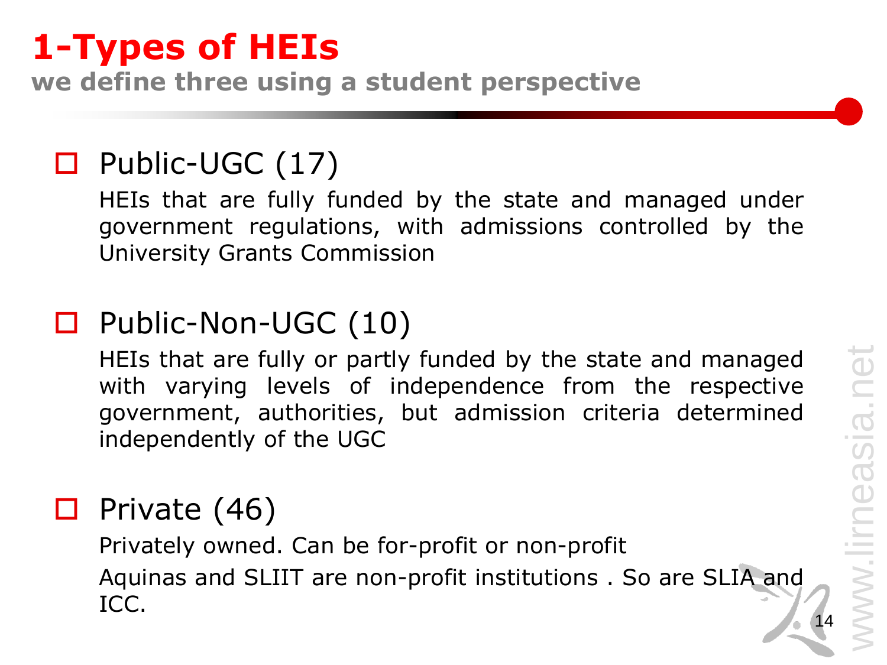# 1-Types of HEIs

**we define three using a student perspective**

- **Public-UGC (17)**

  HEIs that are fully funded by the state and managed under government regulations, with admissions controlled by the University Grants Commission

- **Public-Non-UGC (10)**

  HEIs that are fully or partly funded by the state and managed with varying levels of independence from the respective government, authorities, but admission criteria determined independently of the UGC

- **Private (46)**

  Privately owned. Can be for-profit or non-profit

  Aquinas and SLIIT are non-profit institutions . So are SLIA and ICC.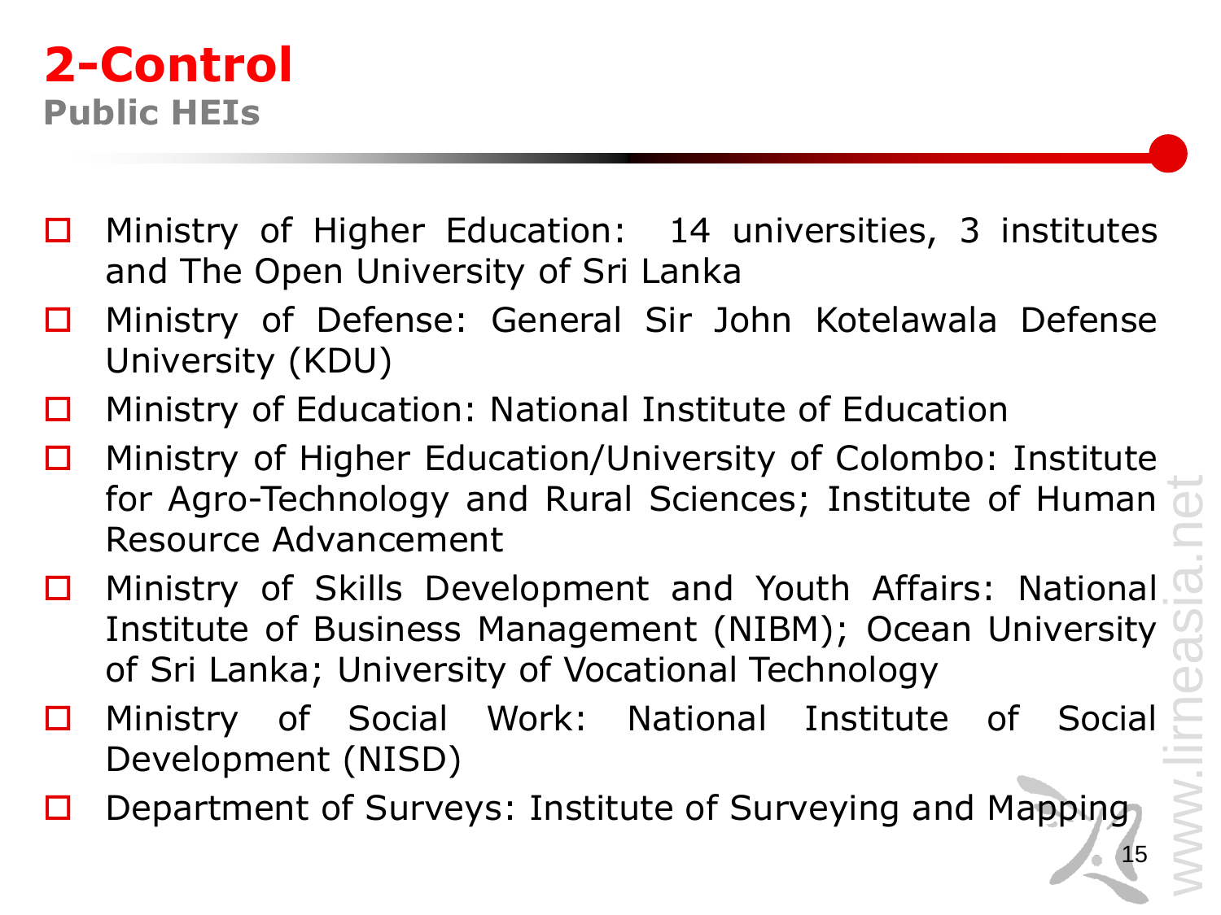# 2-Control

## Public HEIs

- Ministry of Higher Education: 14 universities, 3 institutes and The Open University of Sri Lanka
- Ministry of Defense: General Sir John Kotelawala Defense University (KDU)
- Ministry of Education: National Institute of Education
- Ministry of Higher Education/University of Colombo: Institute for Agro-Technology and Rural Sciences; Institute of Human Resource Advancement
- Ministry of Skills Development and Youth Affairs: National Institute of Business Management (NIBM); Ocean University of Sri Lanka; University of Vocational Technology
- Ministry of Social Work: National Institute of Social Development (NISD)
- Department of Surveys: Institute of Surveying and Mapping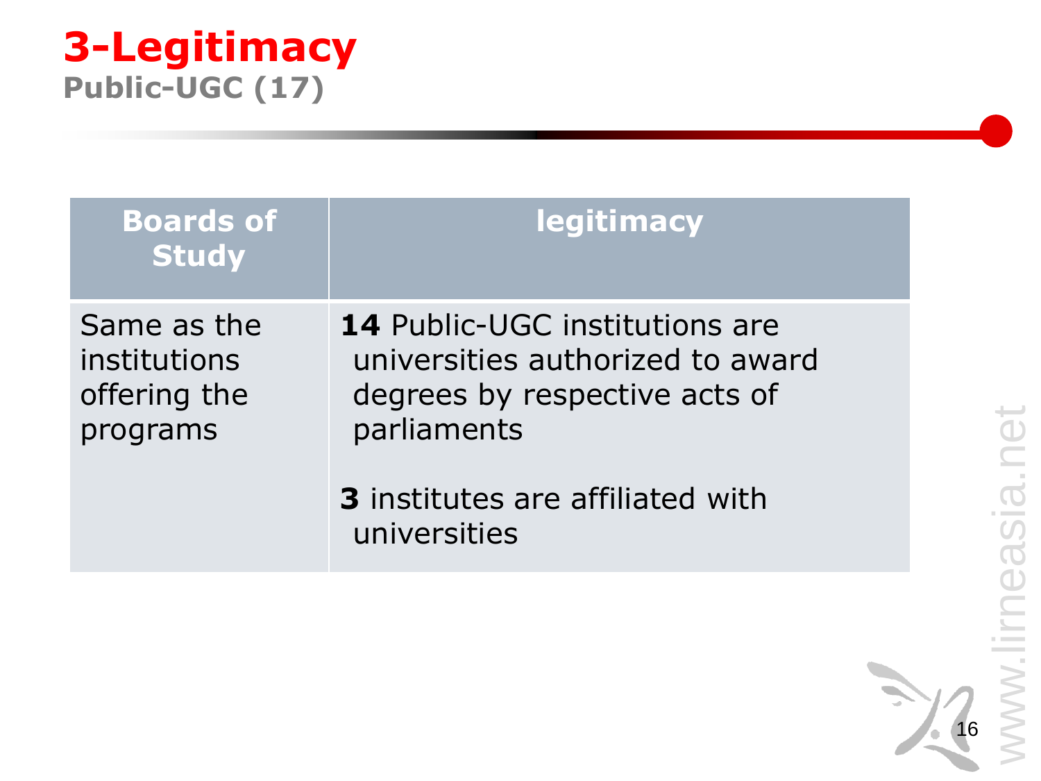# 3-Legitimacy

## Public-UGC (17)

| Boards of Study | legitimacy |
| --- | --- |
| Same as the institutions offering the programs | **14** Public-UGC institutions are universities authorized to award degrees by respective acts of parliaments<br><br>**3** institutes are affiliated with universities |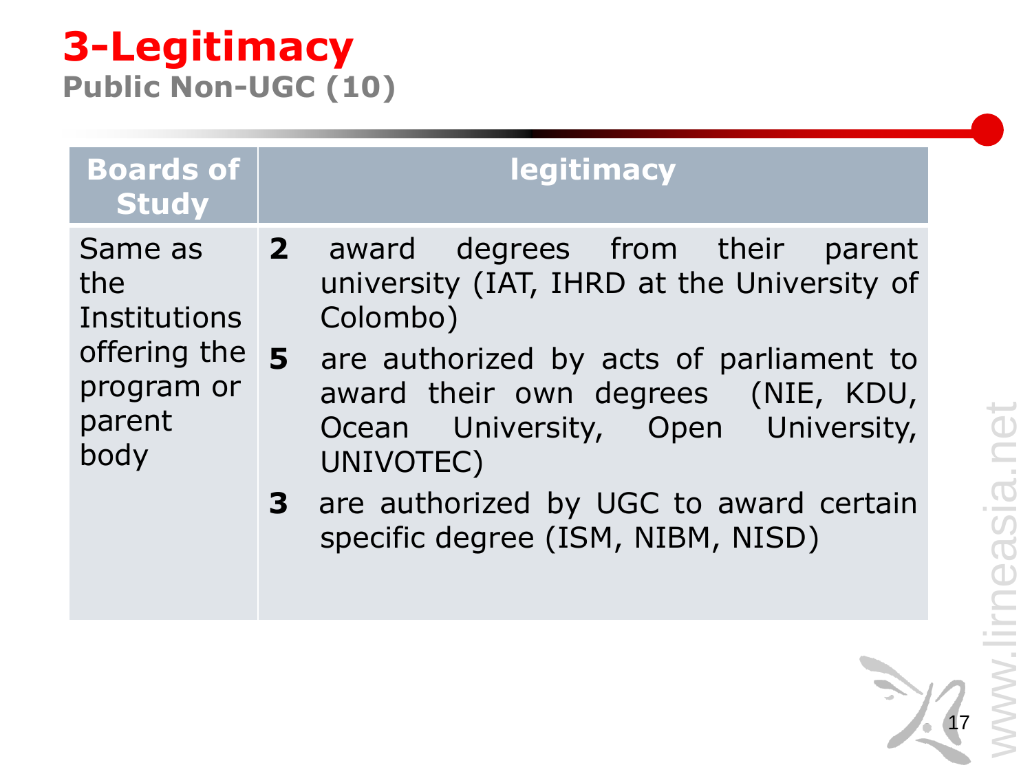# 3-Legitimacy

## Public Non-UGC (10)

| Boards of Study | legitimacy |
| --- | --- |
| Same as the Institutions offering the program or parent body | **2** award degrees from their parent university (IAT, IHRD at the University of Colombo)<br>**5** are authorized by acts of parliament to award their own degrees (NIE, KDU, Ocean University, Open University, UNIVOTEC)<br>**3** are authorized by UGC to award certain specific degree (ISM, NIBM, NISD) |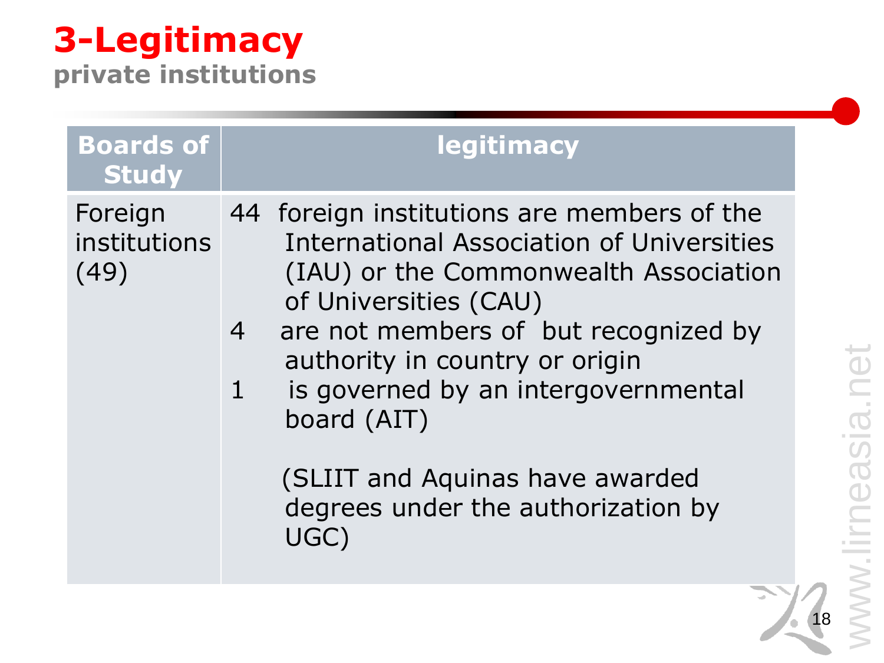# 3-Legitimacy

## private institutions

| Boards of Study | legitimacy |
|---|---|
| Foreign institutions (49) | 44 foreign institutions are members of the International Association of Universities (IAU) or the Commonwealth Association of Universities (CAU)<br>4 are not members of but recognized by authority in country or origin<br>1 is governed by an intergovernmental board (AIT)<br><br>(SLIIT and Aquinas have awarded degrees under the authorization by UGC) |

www.lirneasia.net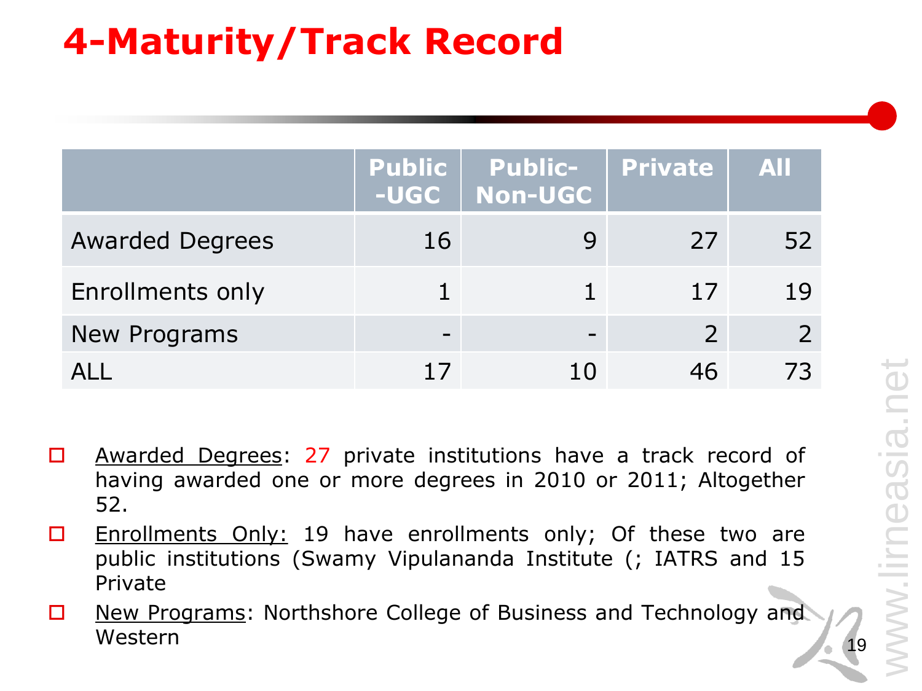# 4-Maturity/Track Record

| | Public-UGC | Public-Non-UGC | Private | All |
|---|---|---|---|---|
| Awarded Degrees | 16 | 9 | 27 | 52 |
| Enrollments only | 1 | 1 | 17 | 19 |
| New Programs | - | - | 2 | 2 |
| ALL | 17 | 10 | 46 | 73 |

- Awarded Degrees: 27 private institutions have a track record of having awarded one or more degrees in 2010 or 2011; Altogether 52.
- Enrollments Only: 19 have enrollments only; Of these two are public institutions (Swamy Vipulananda Institute (; IATRS and 15 Private
- New Programs: Northshore College of Business and Technology and Western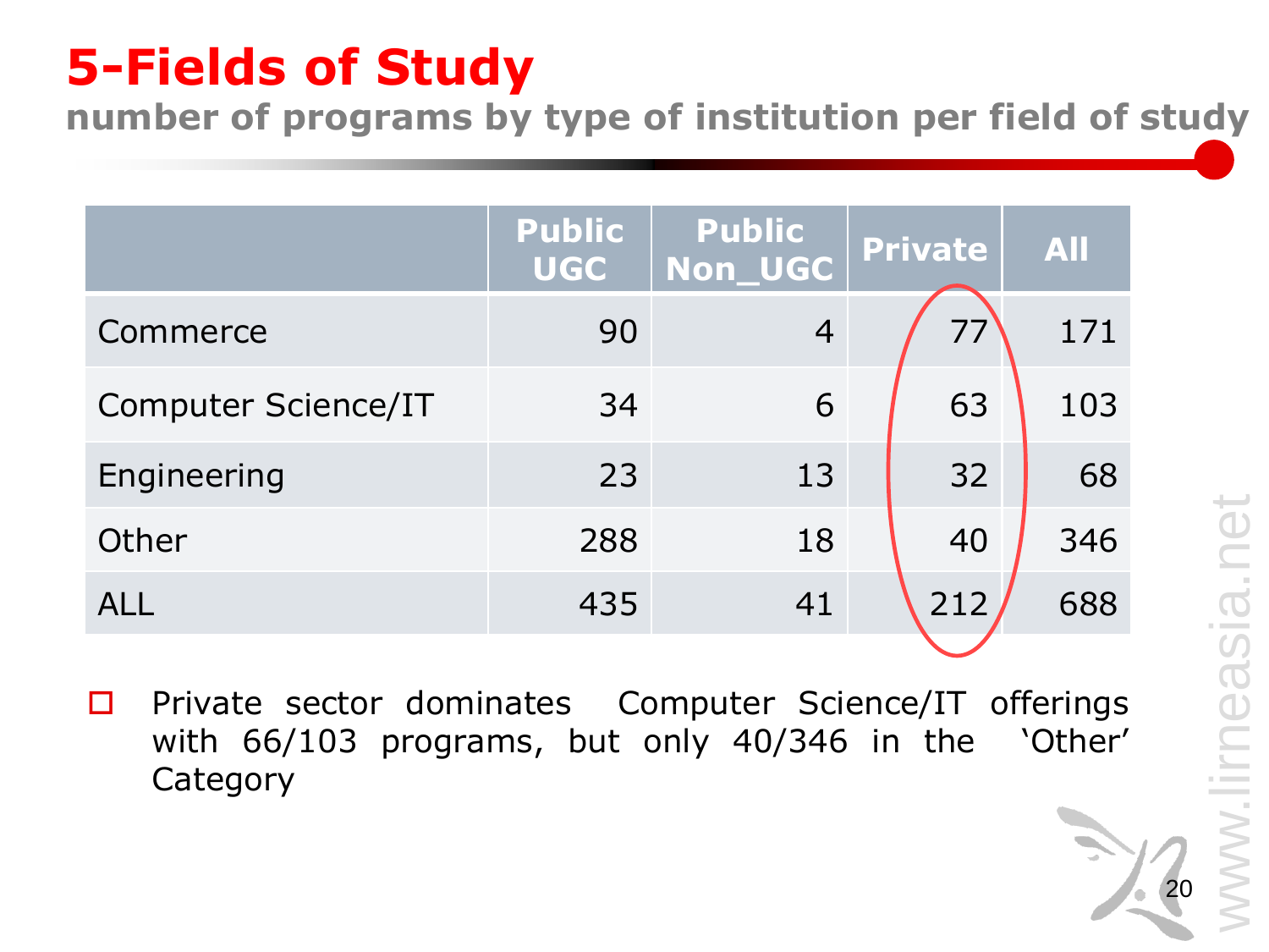# 5-Fields of Study

## number of programs by type of institution per field of study

| | Public UGC | Public Non_UGC | Private | All |
|---|---|---|---|---|
| Commerce | 90 | 4 | 77 | 171 |
| Computer Science/IT | 34 | 6 | 63 | 103 |
| Engineering | 23 | 13 | 32 | 68 |
| Other | 288 | 18 | 40 | 346 |
| ALL | 435 | 41 | 212 | 688 |

- Private sector dominates Computer Science/IT offerings with 66/103 programs, but only 40/346 in the 'Other' Category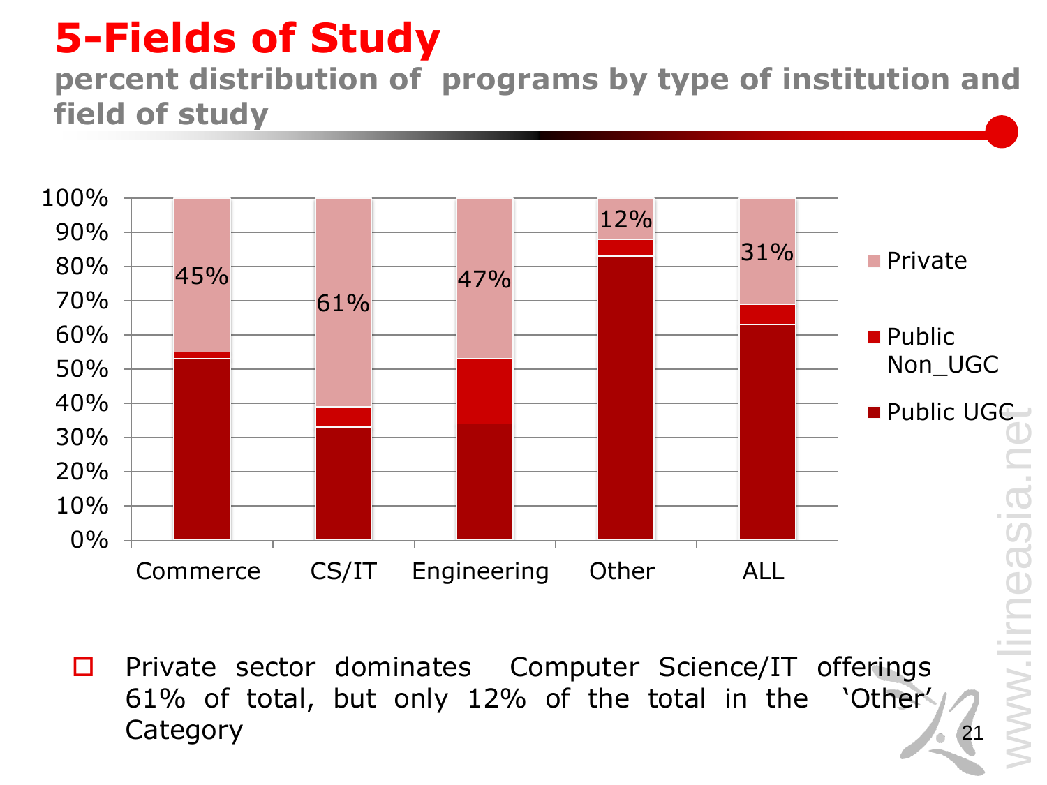# 5-Fields of Study

## percent distribution of programs by type of institution and field of study

| | Commerce | CS/IT | Engineering | Other | ALL |
|---|---|---|---|---|---|
| Private | 45% | 61% | 47% | 12% | 31% |

Legend: Private, Public Non_UGC, Public UGC

- Private sector dominates Computer Science/IT offerings 61% of total, but only 12% of the total in the 'Other' Category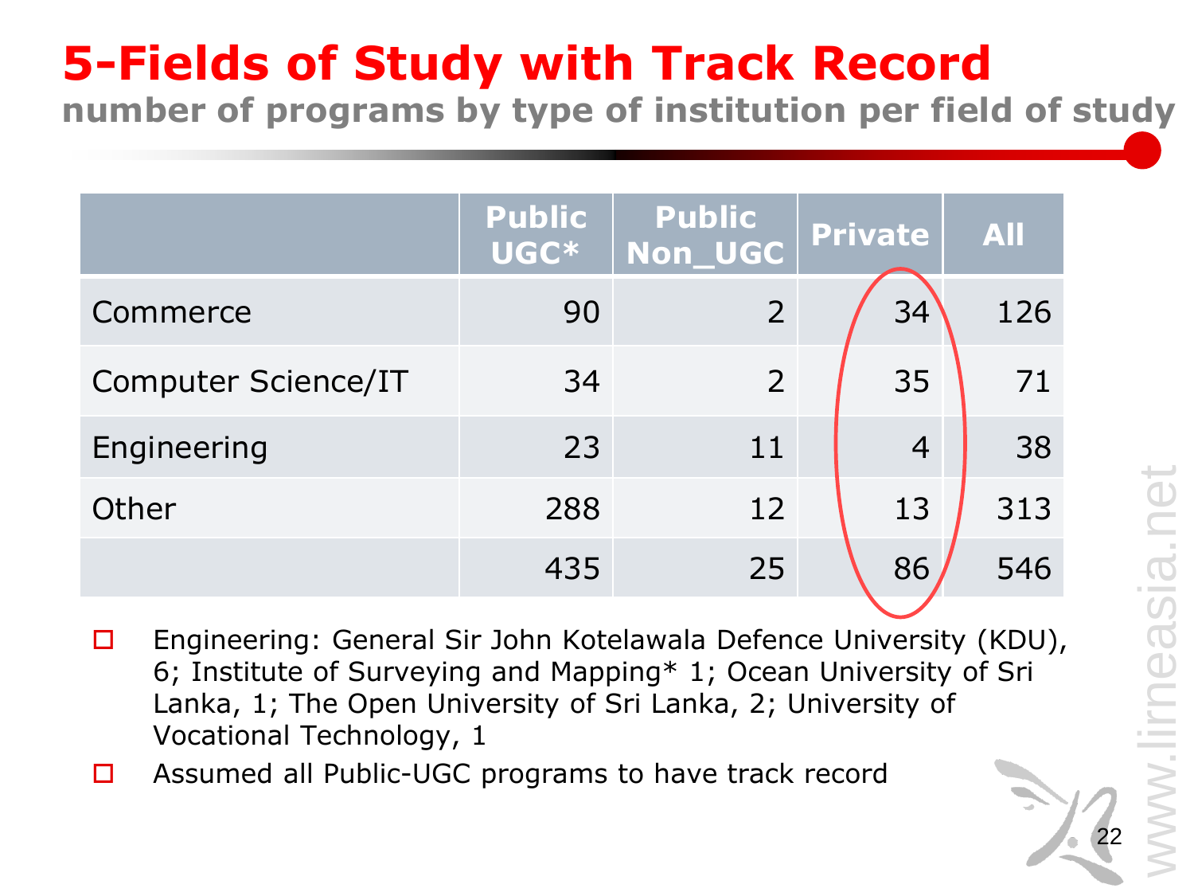# 5-Fields of Study with Track Record

## number of programs by type of institution per field of study

| | Public UGC* | Public Non_UGC | Private | All |
|---|---|---|---|---|
| Commerce | 90 | 2 | 34 | 126 |
| Computer Science/IT | 34 | 2 | 35 | 71 |
| Engineering | 23 | 11 | 4 | 38 |
| Other | 288 | 12 | 13 | 313 |
| | 435 | 25 | 86 | 546 |

- Engineering: General Sir John Kotelawala Defence University (KDU), 6; Institute of Surveying and Mapping* 1; Ocean University of Sri Lanka, 1; The Open University of Sri Lanka, 2; University of Vocational Technology, 1
- Assumed all Public-UGC programs to have track record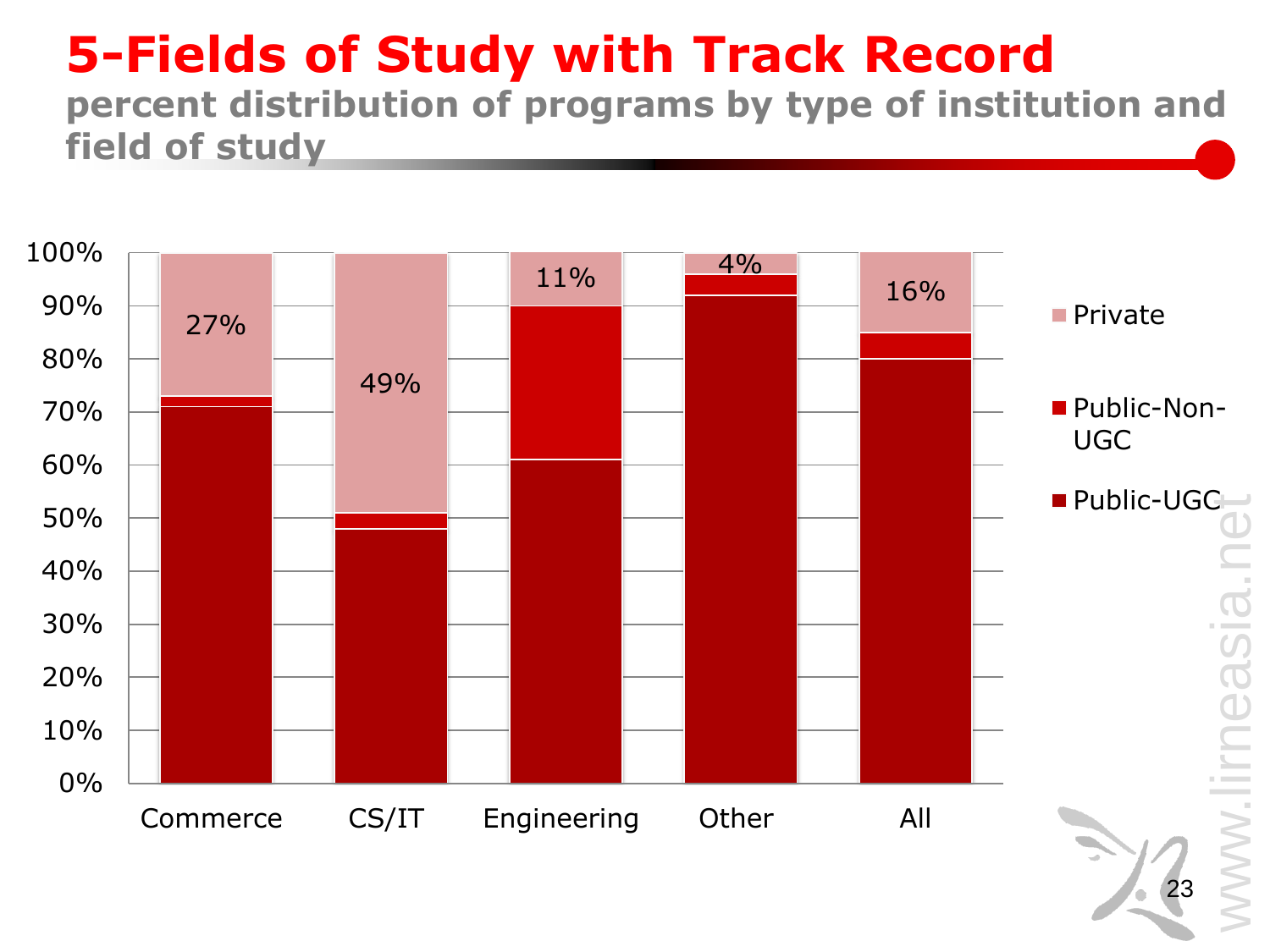# 5-Fields of Study with Track Record

## percent distribution of programs by type of institution and field of study

| | Commerce | CS/IT | Engineering | Other | All |
|---|---|---|---|---|---|
| Private | 27% | 49% | 11% | 4% | 16% |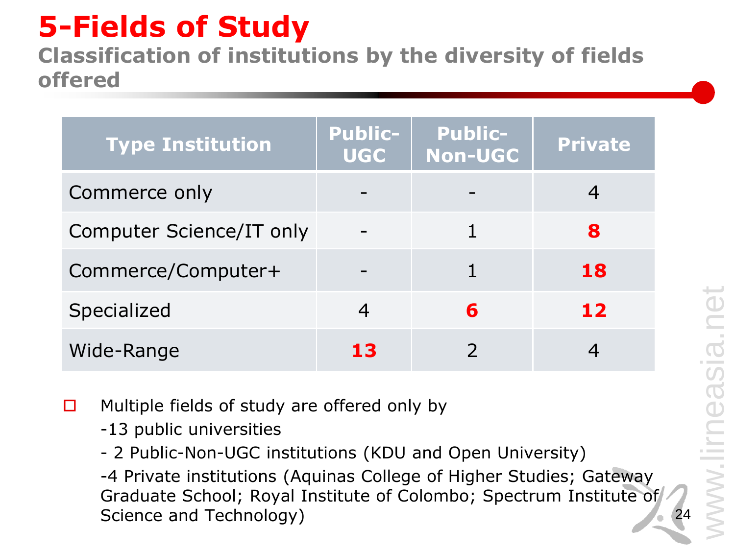# 5-Fields of Study

## Classification of institutions by the diversity of fields offered

| Type Institution | Public-UGC | Public-Non-UGC | Private |
|---|---|---|---|
| Commerce only | - | - | 4 |
| Computer Science/IT only | - | 1 | **8** |
| Commerce/Computer+ | - | 1 | **18** |
| Specialized | 4 | **6** | **12** |
| Wide-Range | **13** | 2 | 4 |

- Multiple fields of study are offered only by
  - 13 public universities
  - 2 Public-Non-UGC institutions (KDU and Open University)
  - 4 Private institutions (Aquinas College of Higher Studies; Gateway Graduate School; Royal Institute of Colombo; Spectrum Institute of Science and Technology)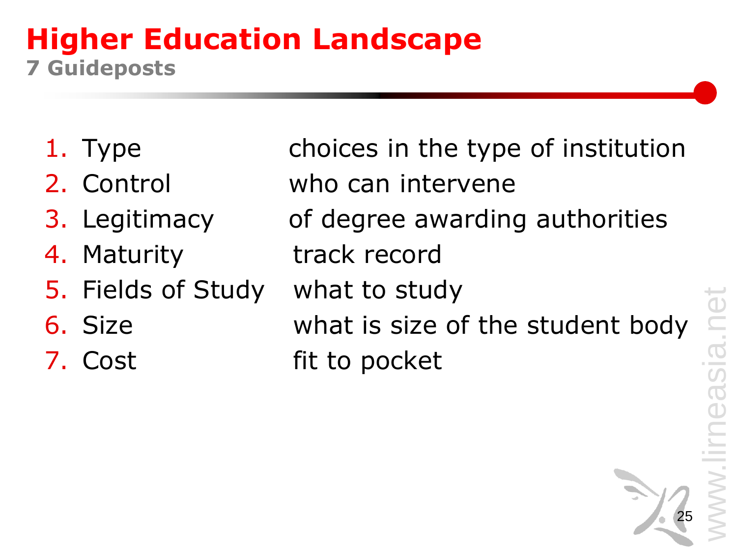# Higher Education Landscape

## 7 Guideposts

1. Type — choices in the type of institution
2. Control — who can intervene
3. Legitimacy — of degree awarding authorities
4. Maturity — track record
5. Fields of Study — what to study
6. Size — what is size of the student body
7. Cost — fit to pocket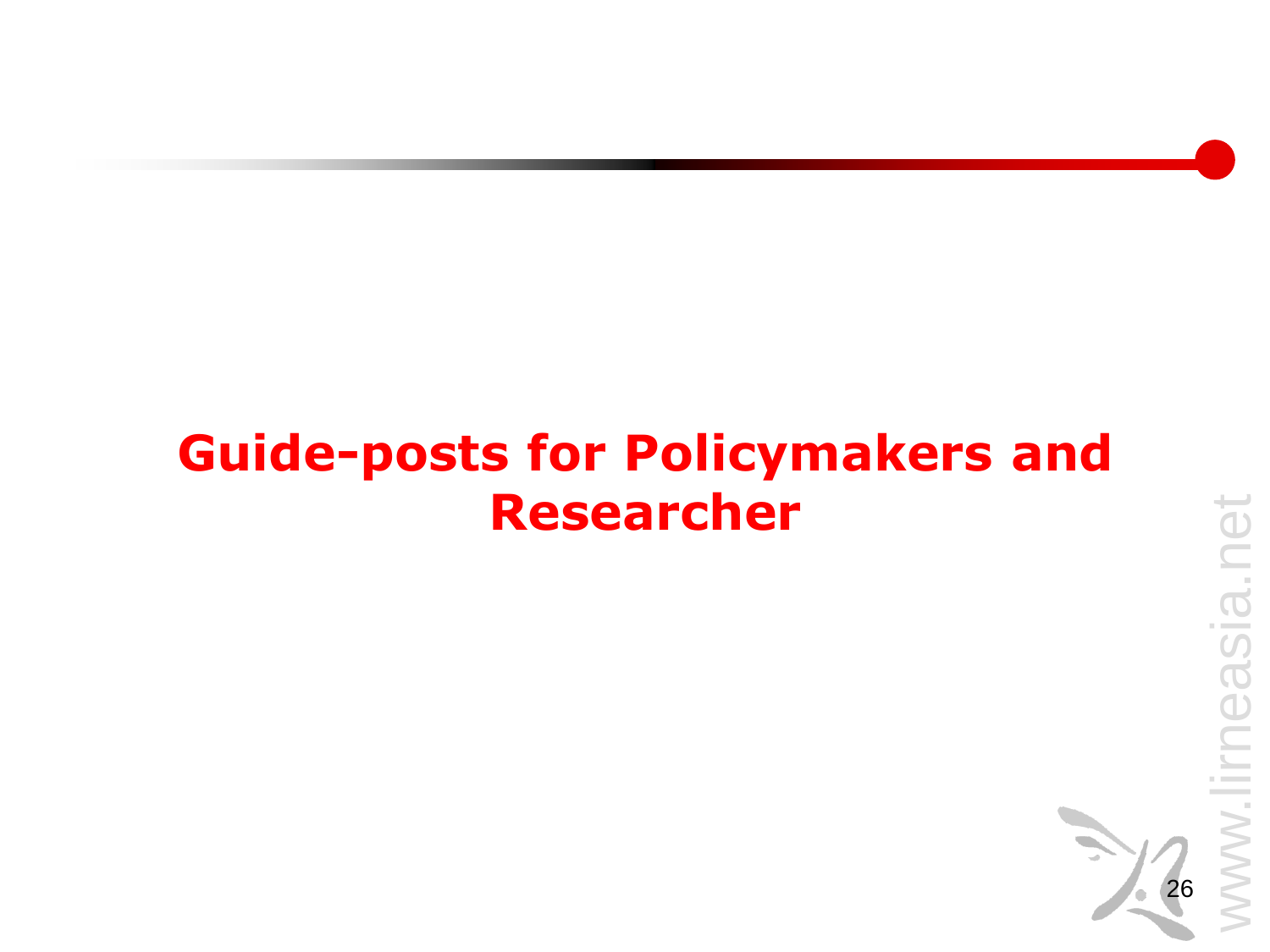# Guide-posts for Policymakers and Researcher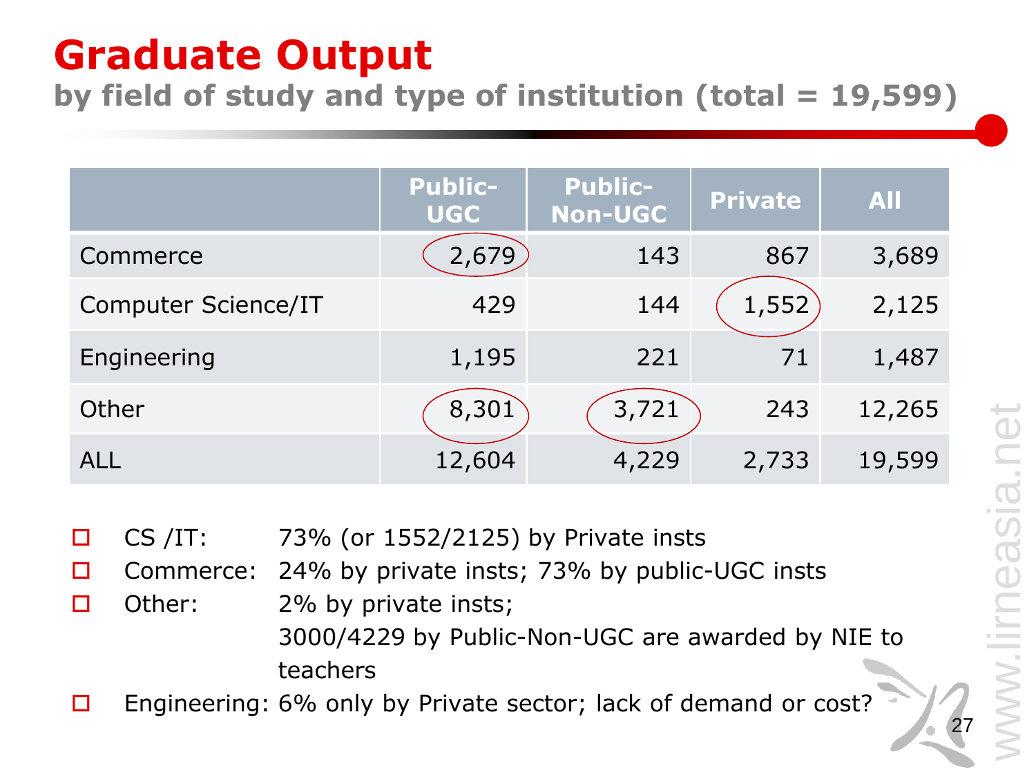# Graduate Output

## by field of study and type of institution (total = 19,599)

| | Public-UGC | Public-Non-UGC | Private | All |
|---|---|---|---|---|
| Commerce | 2,679 | 143 | 867 | 3,689 |
| Computer Science/IT | 429 | 144 | 1,552 | 2,125 |
| Engineering | 1,195 | 221 | 71 | 1,487 |
| Other | 8,301 | 3,721 | 243 | 12,265 |
| ALL | 12,604 | 4,229 | 2,733 | 19,599 |

- CS /IT: 73% (or 1552/2125) by Private insts
- Commerce: 24% by private insts; 73% by public-UGC insts
- Other: 2% by private insts;
  3000/4229 by Public-Non-UGC are awarded by NIE to teachers
- Engineering: 6% only by Private sector; lack of demand or cost?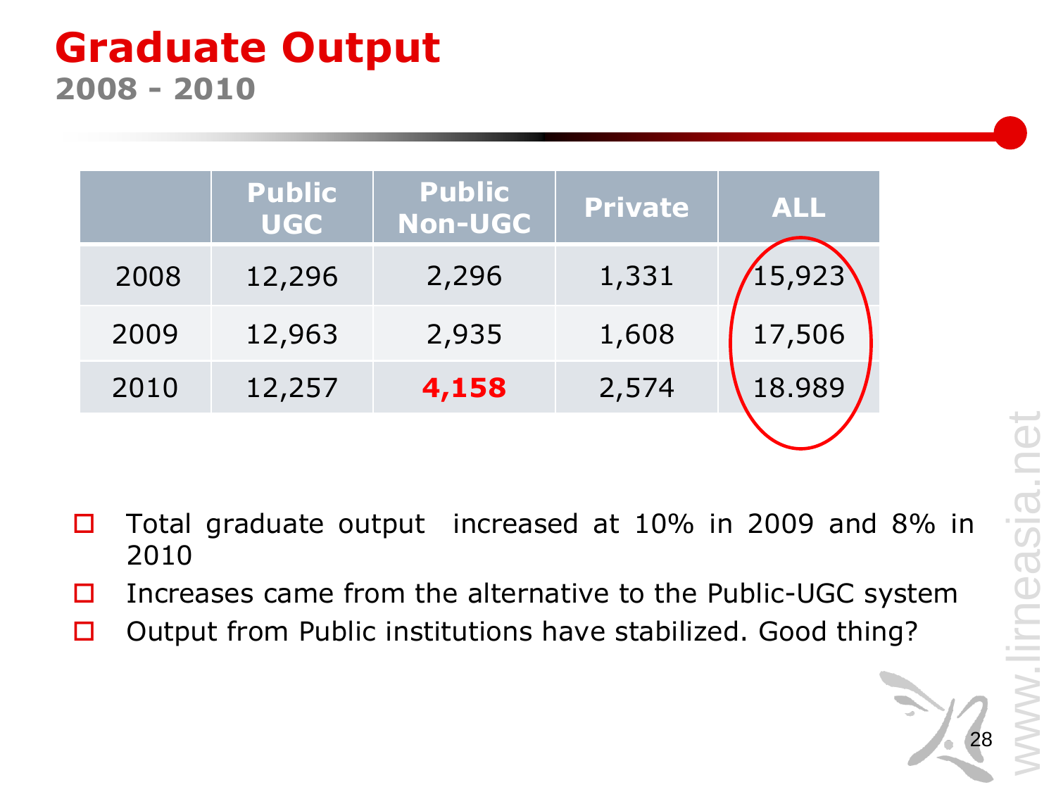# Graduate Output

## 2008 - 2010

| | Public UGC | Public Non-UGC | Private | ALL |
|---|---|---|---|---|
| 2008 | 12,296 | 2,296 | 1,331 | 15,923 |
| 2009 | 12,963 | 2,935 | 1,608 | 17,506 |
| 2010 | 12,257 | **4,158** | 2,574 | 18.989 |

- Total graduate output increased at 10% in 2009 and 8% in 2010
- Increases came from the alternative to the Public-UGC system
- Output from Public institutions have stabilized. Good thing?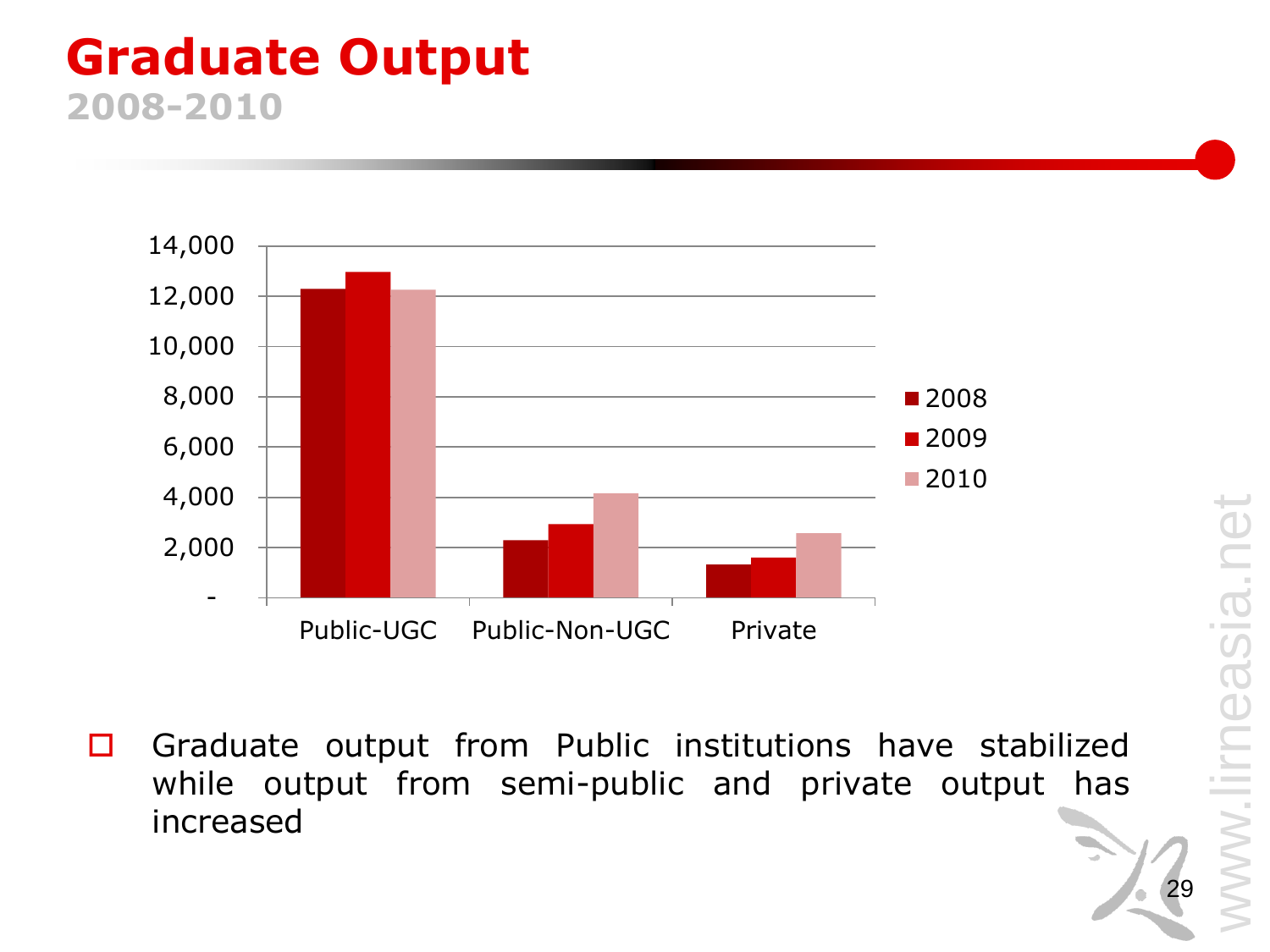# Graduate Output

## 2008-2010

- Graduate output from Public institutions have stabilized while output from semi-public and private output has increased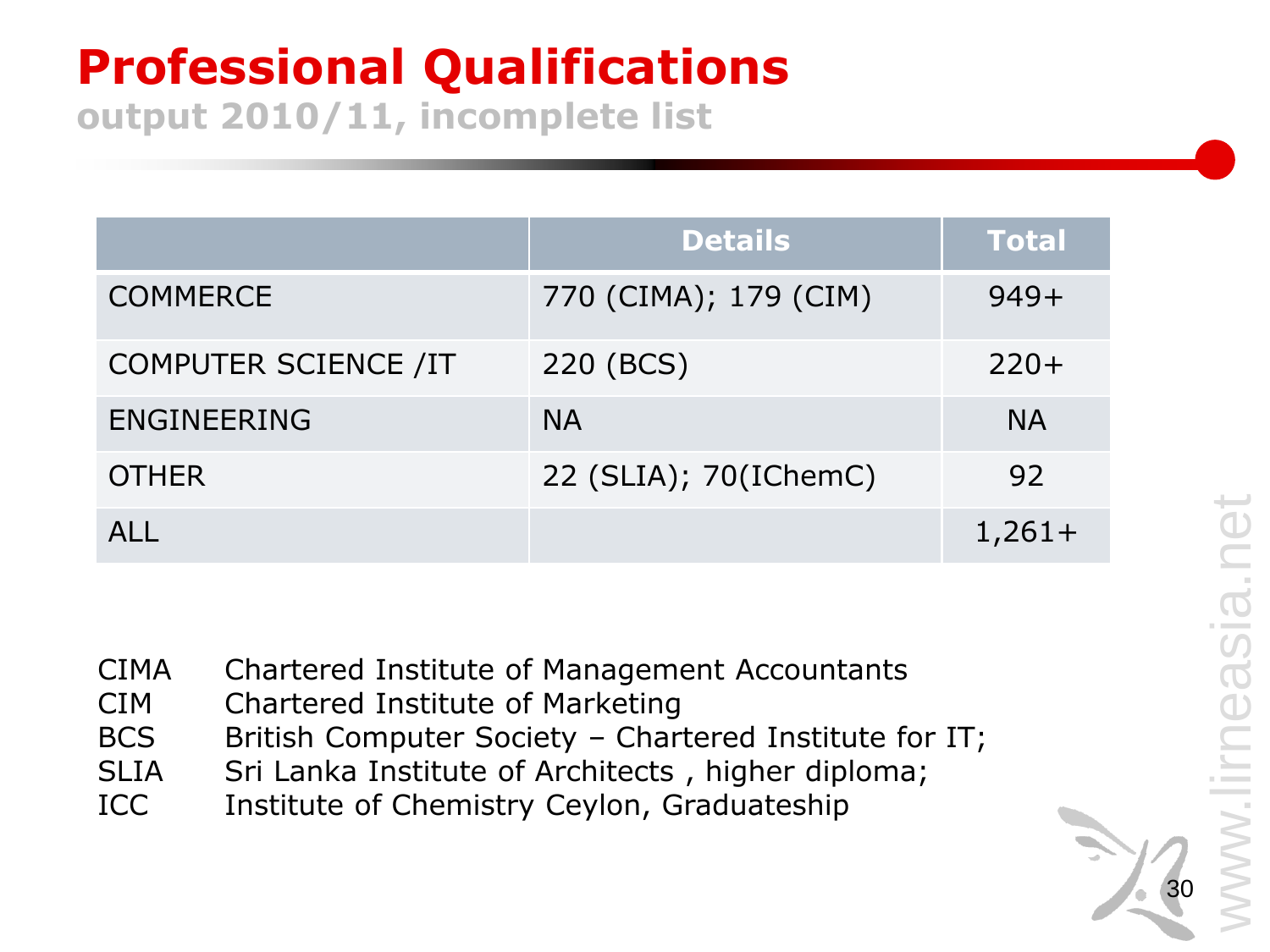# Professional Qualifications

**output 2010/11, incomplete list**

| | Details | Total |
|---|---|---|
| COMMERCE | 770 (CIMA); 179 (CIM) | 949+ |
| COMPUTER SCIENCE /IT | 220 (BCS) | 220+ |
| ENGINEERING | NA | NA |
| OTHER | 22 (SLIA); 70(IChemC) | 92 |
| ALL | | 1,261+ |

CIMA Chartered Institute of Management Accountants
CIM Chartered Institute of Marketing
BCS British Computer Society – Chartered Institute for IT;
SLIA Sri Lanka Institute of Architects , higher diploma;
ICC Institute of Chemistry Ceylon, Graduateship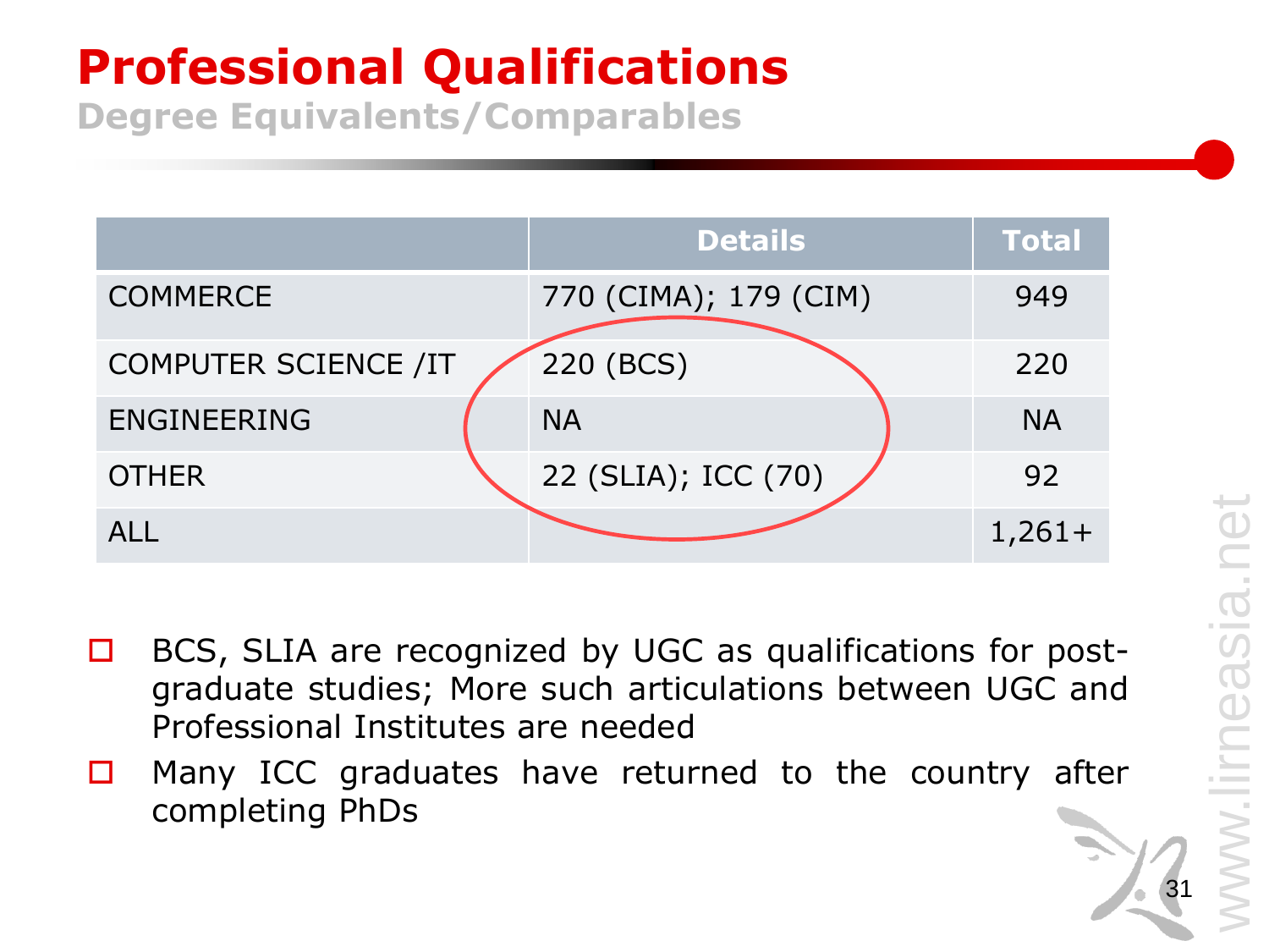# Professional Qualifications

## Degree Equivalents/Comparables

| | Details | Total |
|---|---|---|
| COMMERCE | 770 (CIMA); 179 (CIM) | 949 |
| COMPUTER SCIENCE /IT | 220 (BCS) | 220 |
| ENGINEERING | NA | NA |
| OTHER | 22 (SLIA); ICC (70) | 92 |
| ALL | | 1,261+ |

- BCS, SLIA are recognized by UGC as qualifications for post-graduate studies; More such articulations between UGC and Professional Institutes are needed
- Many ICC graduates have returned to the country after completing PhDs

www.lirneasia.net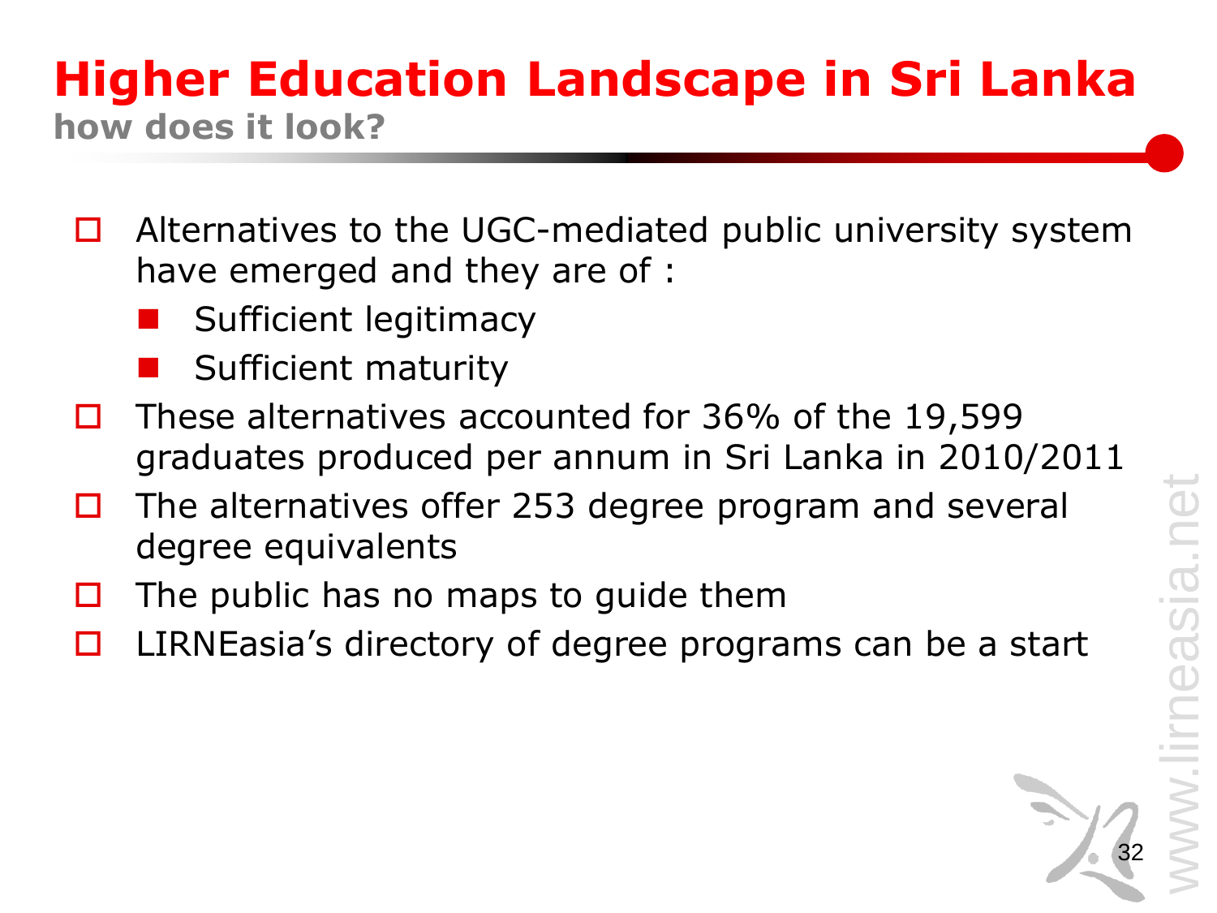# Higher Education Landscape in Sri Lanka

**how does it look?**

- Alternatives to the UGC-mediated public university system have emerged and they are of :
  - Sufficient legitimacy
  - Sufficient maturity
- These alternatives accounted for 36% of the 19,599 graduates produced per annum in Sri Lanka in 2010/2011
- The alternatives offer 253 degree program and several degree equivalents
- The public has no maps to guide them
- LIRNEasia's directory of degree programs can be a start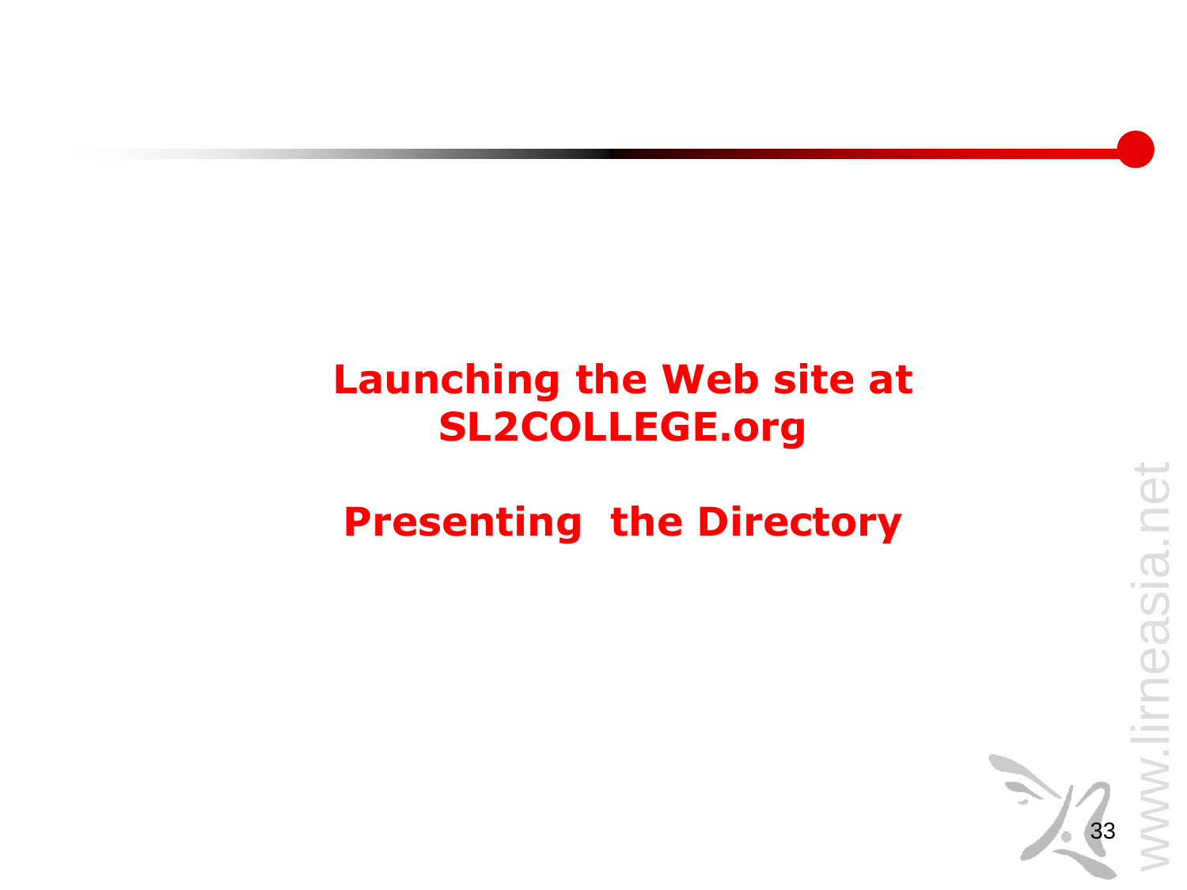**Launching the Web site at SL2COLLEGE.org**

**Presenting the Directory**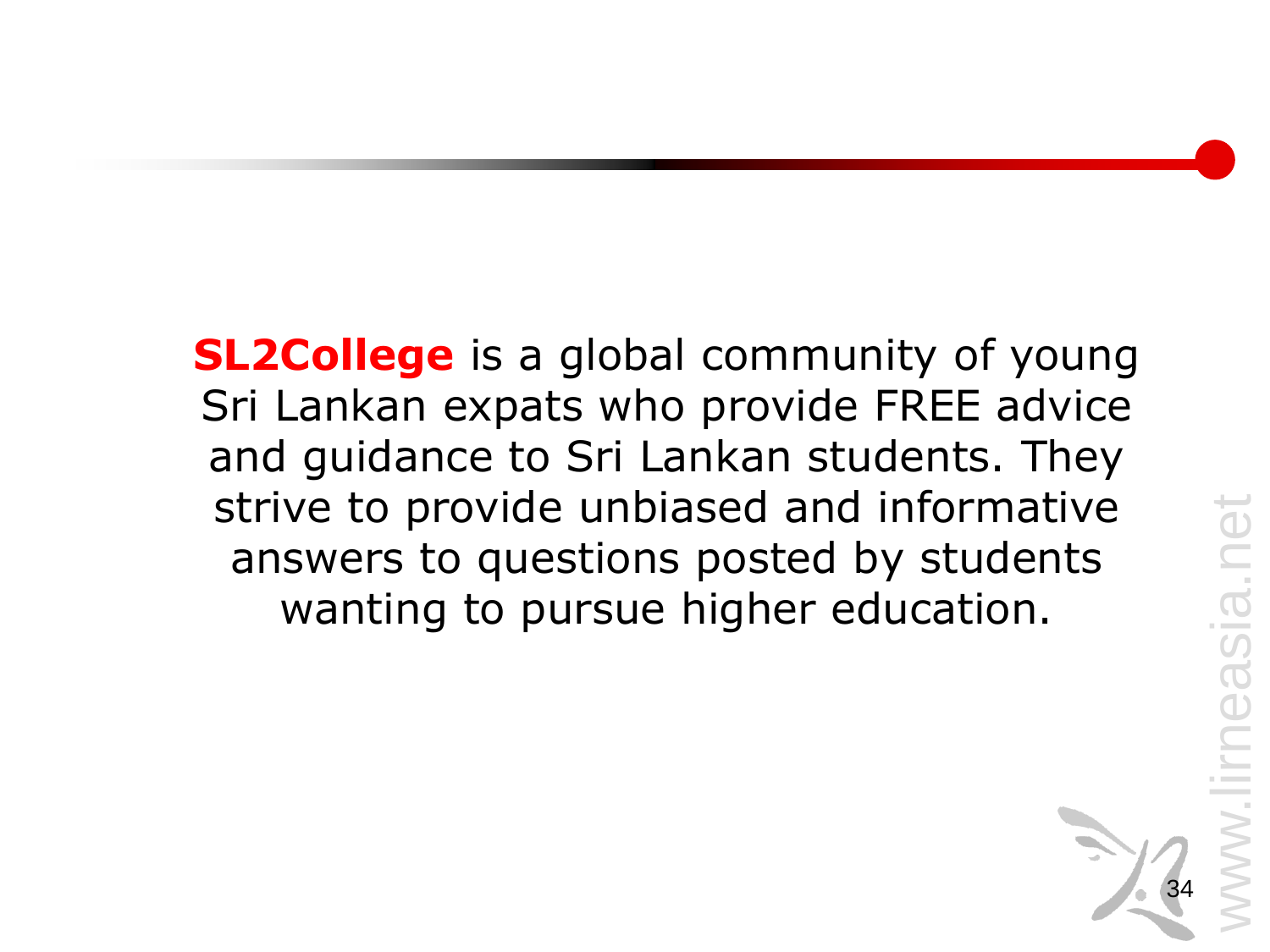**SL2College** is a global community of young Sri Lankan expats who provide FREE advice and guidance to Sri Lankan students. They strive to provide unbiased and informative answers to questions posted by students wanting to pursue higher education.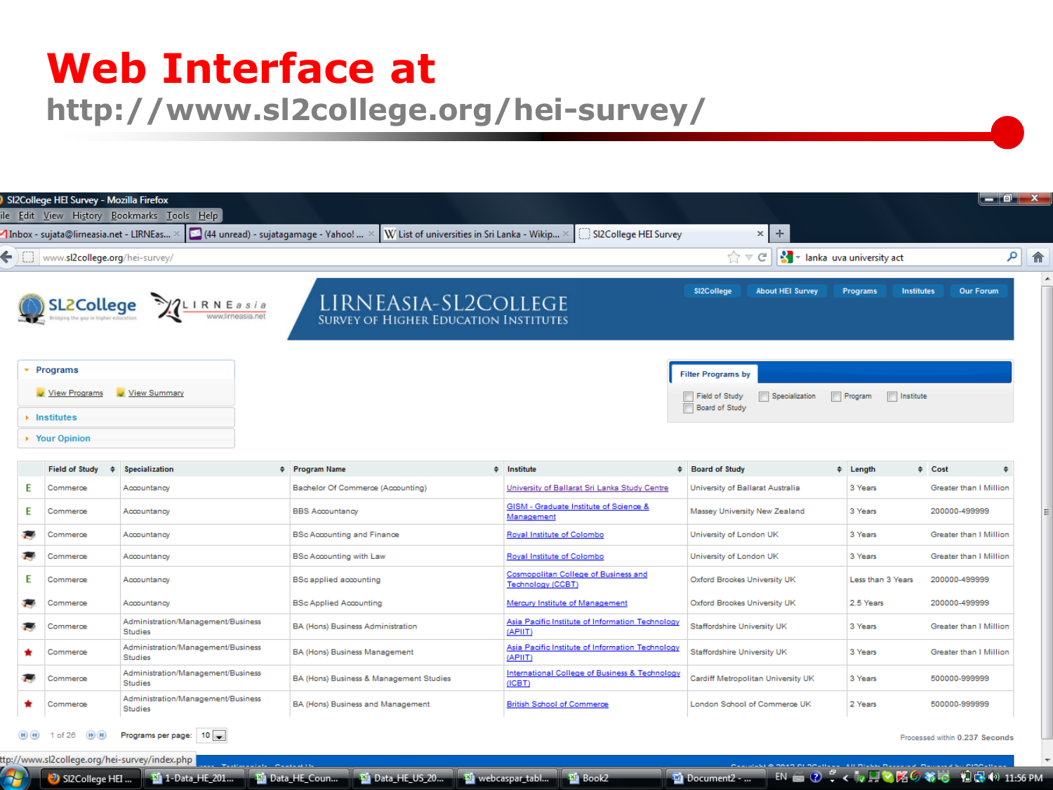# Web Interface at http://www.sl2college.org/hei-survey/

SL2College | LIRNEasia

LIRNEASIA-SL2COLLEGE
SURVEY OF HIGHER EDUCATION INSTITUTES

SI2College | About HEI Survey | Programs | Institutes | Our Forum

- Programs
  - View Programs
  - View Summary
- Institutes
- Your Opinion

Filter Programs by: Field of Study | Specialization | Program | Institute | Board of Study

| | Field of Study | Specialization | Program Name | Institute | Board of Study | Length | Cost |
|---|---|---|---|---|---|---|---|
| E | Commerce | Accountancy | Bachelor Of Commerce (Accounting) | University of Ballarat Sri Lanka Study Centre | University of Ballarat Australia | 3 Years | Greater than I Million |
| E | Commerce | Accountancy | BBS Accountancy | GISM - Graduate Institute of Science & Management | Massey University New Zealand | 3 Years | 200000-499999 |
| | Commerce | Accountancy | BSc Accounting and Finance | Royal Institute of Colombo | University of London UK | 3 Years | Greater than I Million |
| | Commerce | Accountancy | BSc Accounting with Law | Royal Institute of Colombo | University of London UK | 3 Years | Greater than I Million |
| E | Commerce | Accountancy | BSc applied accounting | Cosmopolitan College of Business and Technology (CCBT) | Oxford Brookes University UK | Less than 3 Years | 200000-499999 |
| | Commerce | Accountancy | BSc Applied Accounting | Mercury Institute of Management | Oxford Brookes University UK | 2.5 Years | 200000-499999 |
| | Commerce | Administration/Management/Business Studies | BA (Hons) Business Administration | Asia Pacific Institute of Information Technology (APIIT) | Staffordshire University UK | 3 Years | Greater than I Million |
| | Commerce | Administration/Management/Business Studies | BA (Hons) Business Management | Asia Pacific Institute of Information Technology (APIIT) | Staffordshire University UK | 3 Years | Greater than I Million |
| | Commerce | Administration/Management/Business Studies | BA (Hons) Business & Management Studies | International College of Business & Technology (ICBT) | Cardiff Metropolitan University UK | 3 Years | 500000-999999 |
| | Commerce | Administration/Management/Business Studies | BA (Hons) Business and Management | British School of Commerce | London School of Commerce UK | 2 Years | 500000-999999 |

1 of 26 | Programs per page: 10

Processed within 0.237 Seconds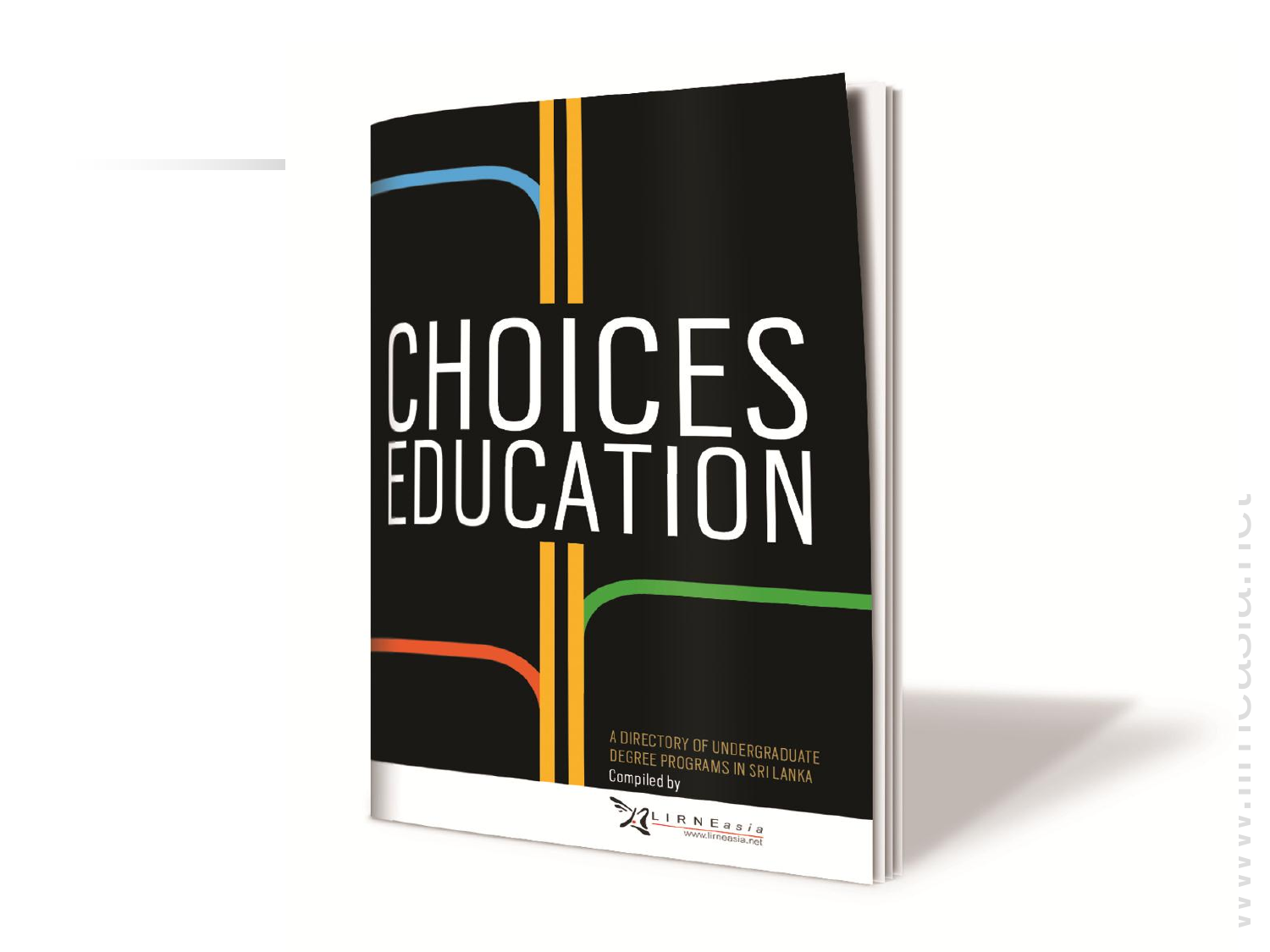# CHOICES EDUCATION

A DIRECTORY OF UNDERGRADUATE DEGREE PROGRAMS IN SRI LANKA

Compiled by

LIRNEasia

www.lirneasia.net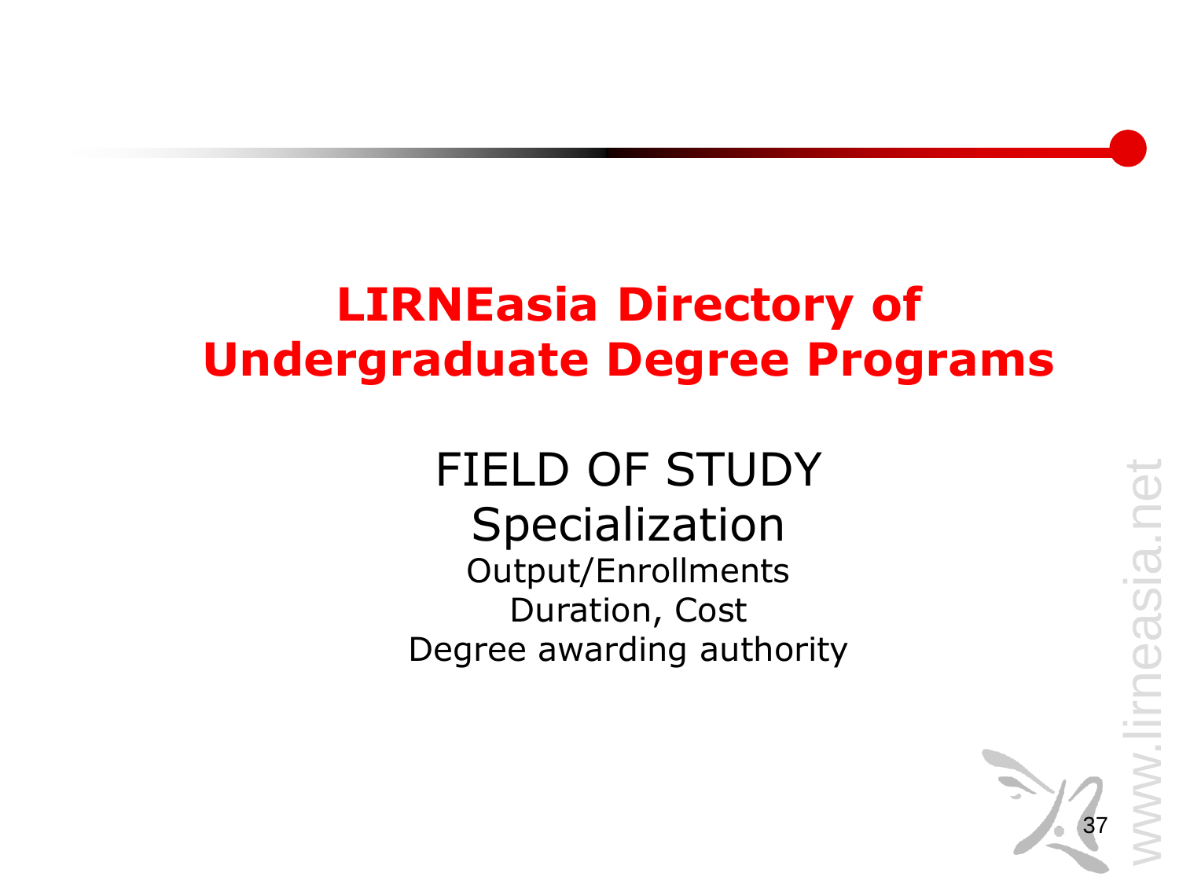# LIRNEasia Directory of Undergraduate Degree Programs

FIELD OF STUDY

Specialization

Output/Enrollments

Duration, Cost

Degree awarding authority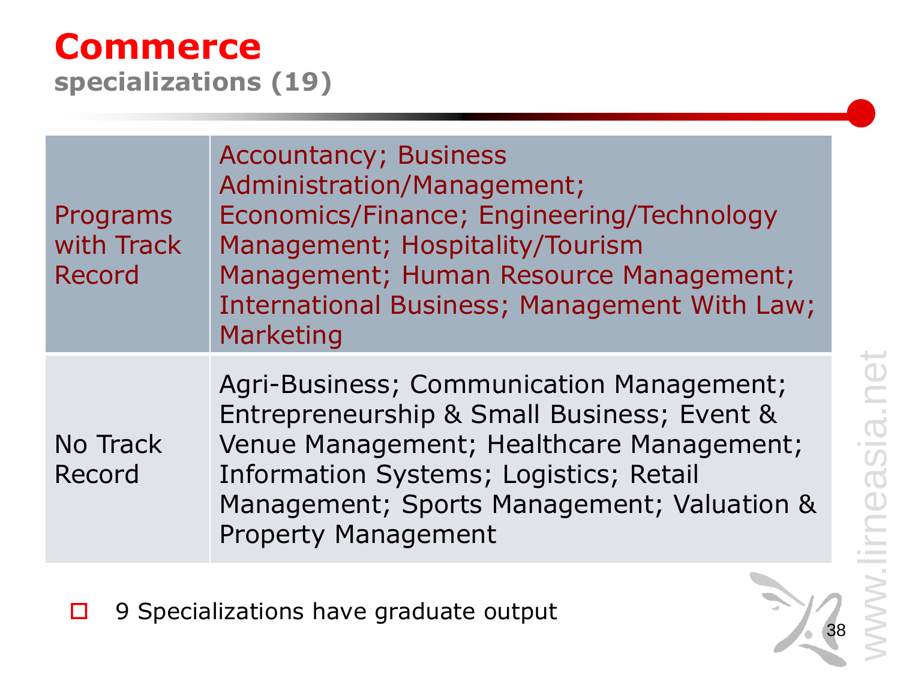# Commerce

**specializations (19)**

| | |
|---|---|
| Programs with Track Record | Accountancy; Business Administration/Management; Economics/Finance; Engineering/Technology Management; Hospitality/Tourism Management; Human Resource Management; International Business; Management With Law; Marketing |
| No Track Record | Agri-Business; Communication Management; Entrepreneurship & Small Business; Event & Venue Management; Healthcare Management; Information Systems; Logistics; Retail Management; Sports Management; Valuation & Property Management |

- 9 Specializations have graduate output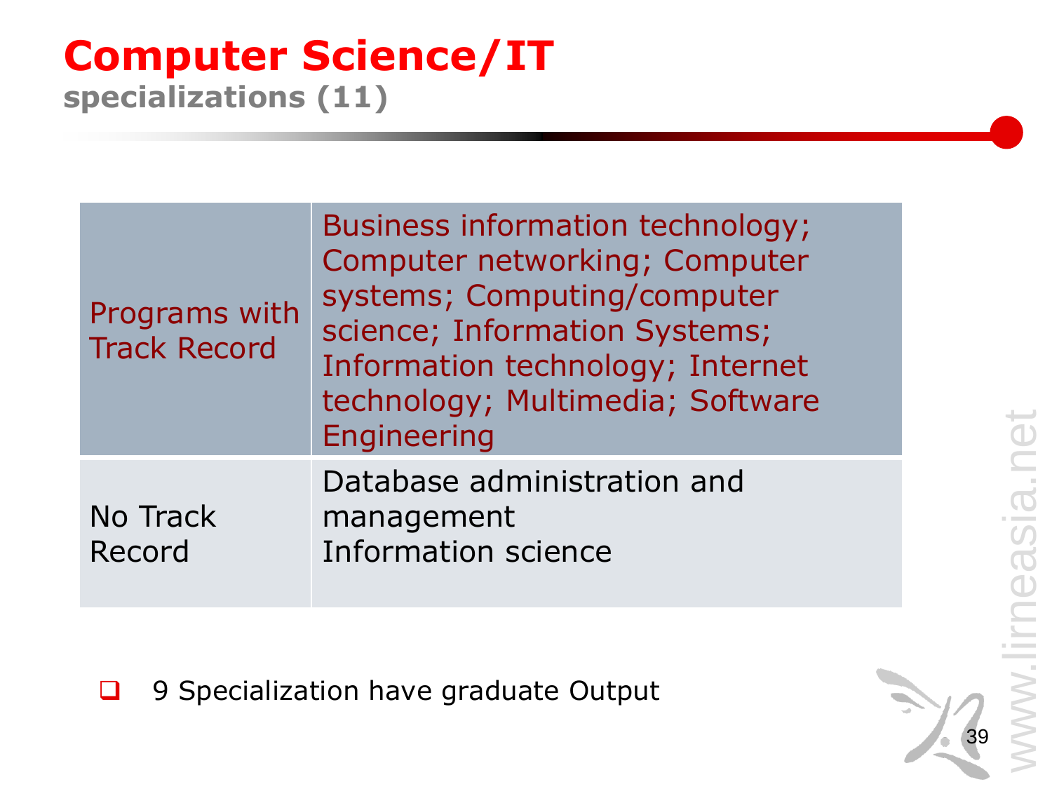# Computer Science/IT

## specializations (11)

| | |
|---|---|
| Programs with Track Record | Business information technology; Computer networking; Computer systems; Computing/computer science; Information Systems; Information technology; Internet technology; Multimedia; Software Engineering |
| No Track Record | Database administration and management<br>Information science |

- 9 Specialization have graduate Output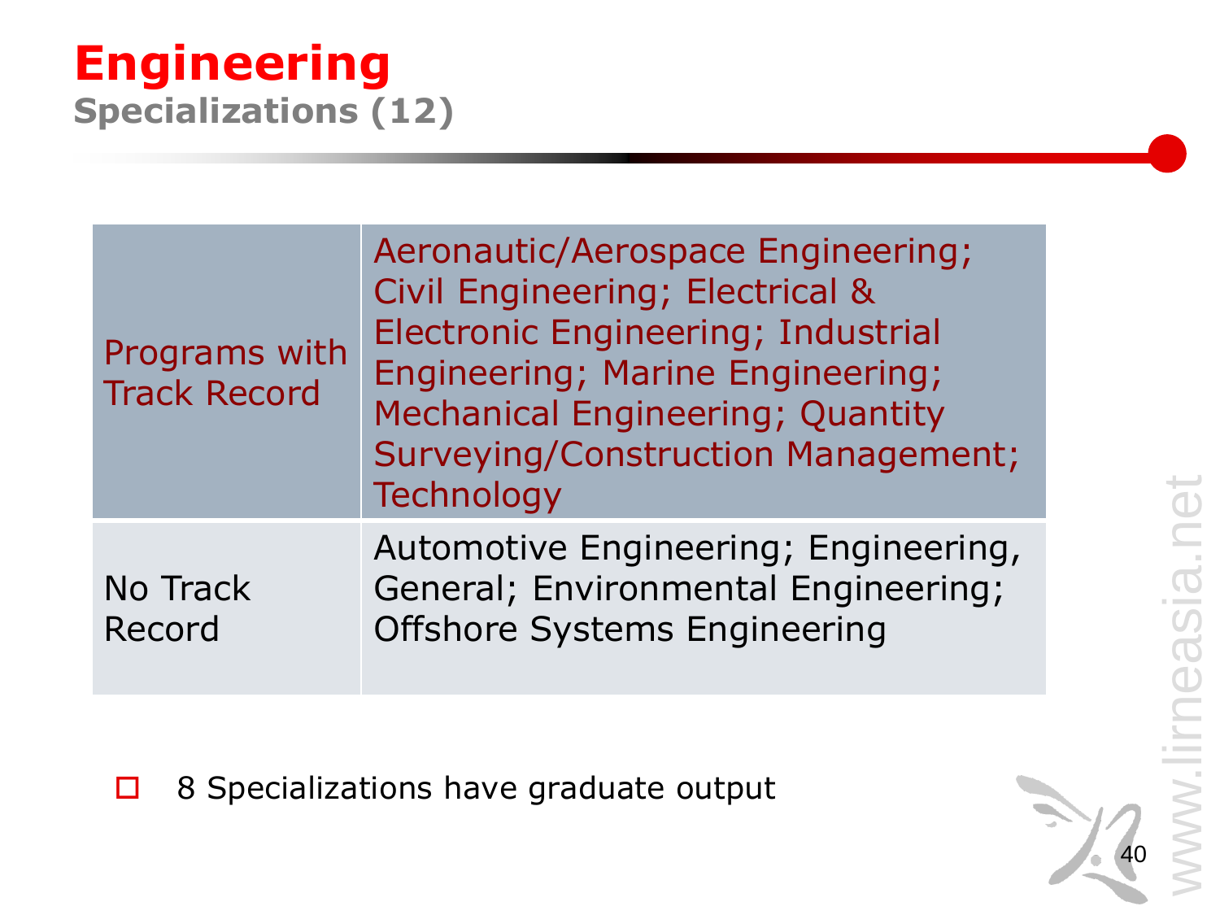# Engineering

## Specializations (12)

| | |
|---|---|
| Programs with Track Record | Aeronautic/Aerospace Engineering; Civil Engineering; Electrical & Electronic Engineering; Industrial Engineering; Marine Engineering; Mechanical Engineering; Quantity Surveying/Construction Management; Technology |
| No Track Record | Automotive Engineering; Engineering, General; Environmental Engineering; Offshore Systems Engineering |

- 8 Specializations have graduate output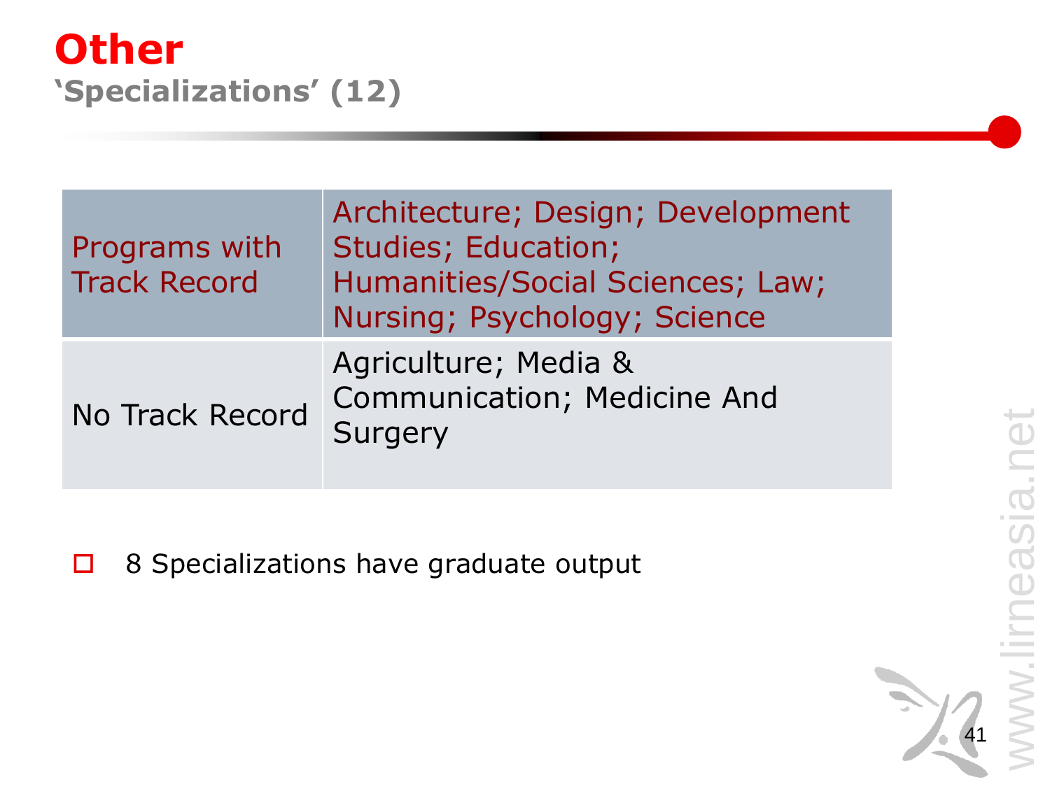# Other

## 'Specializations' (12)

| | |
|---|---|
| Programs with Track Record | Architecture; Design; Development Studies; Education; Humanities/Social Sciences; Law; Nursing; Psychology; Science |
| No Track Record | Agriculture; Media & Communication; Medicine And Surgery |

- 8 Specializations have graduate output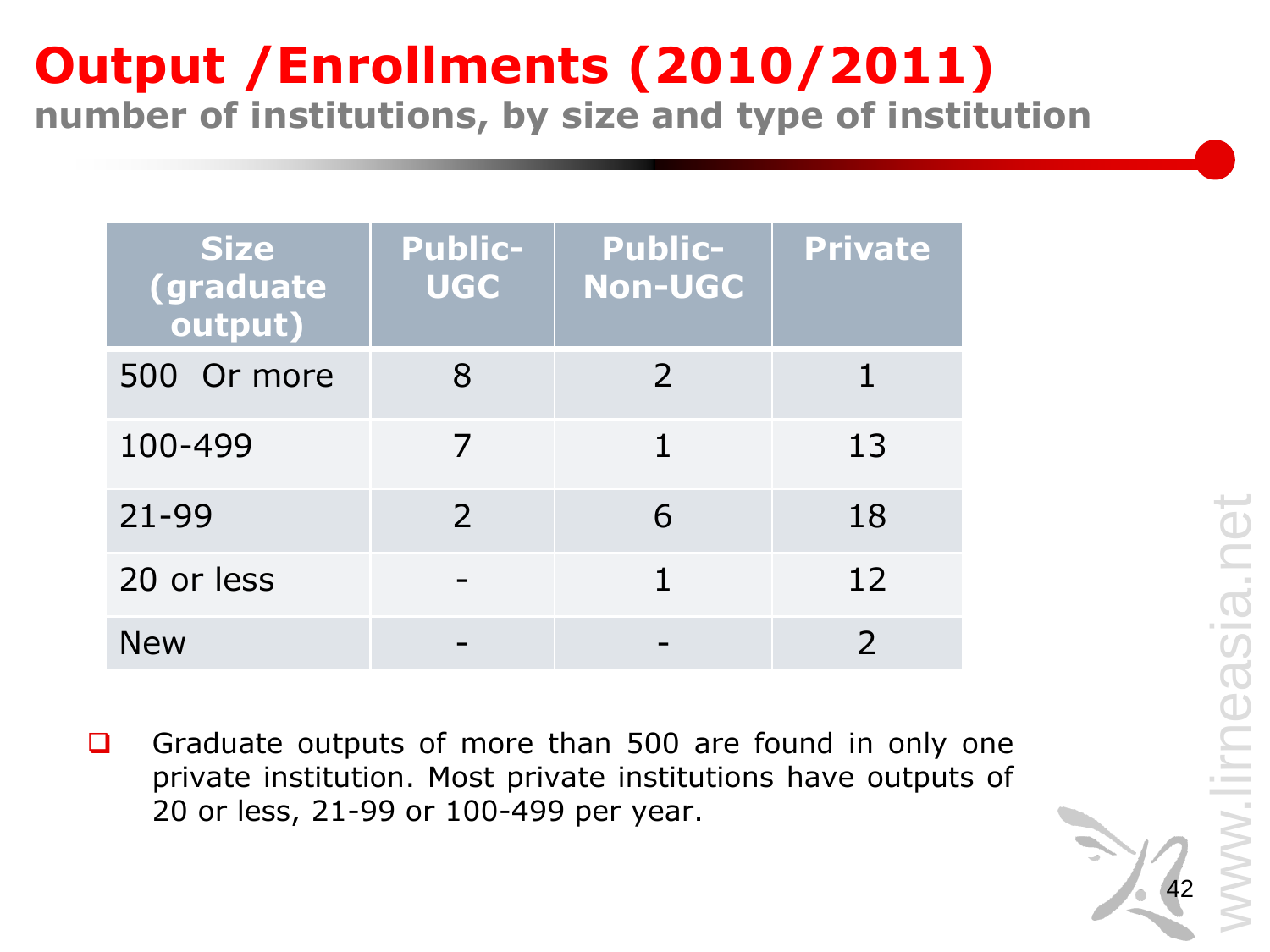# Output /Enrollments (2010/2011)

## number of institutions, by size and type of institution

| Size (graduate output) | Public-UGC | Public-Non-UGC | Private |
|---|---|---|---|
| 500 Or more | 8 | 2 | 1 |
| 100-499 | 7 | 1 | 13 |
| 21-99 | 2 | 6 | 18 |
| 20 or less | - | 1 | 12 |
| New | - | - | 2 |

- Graduate outputs of more than 500 are found in only one private institution. Most private institutions have outputs of 20 or less, 21-99 or 100-499 per year.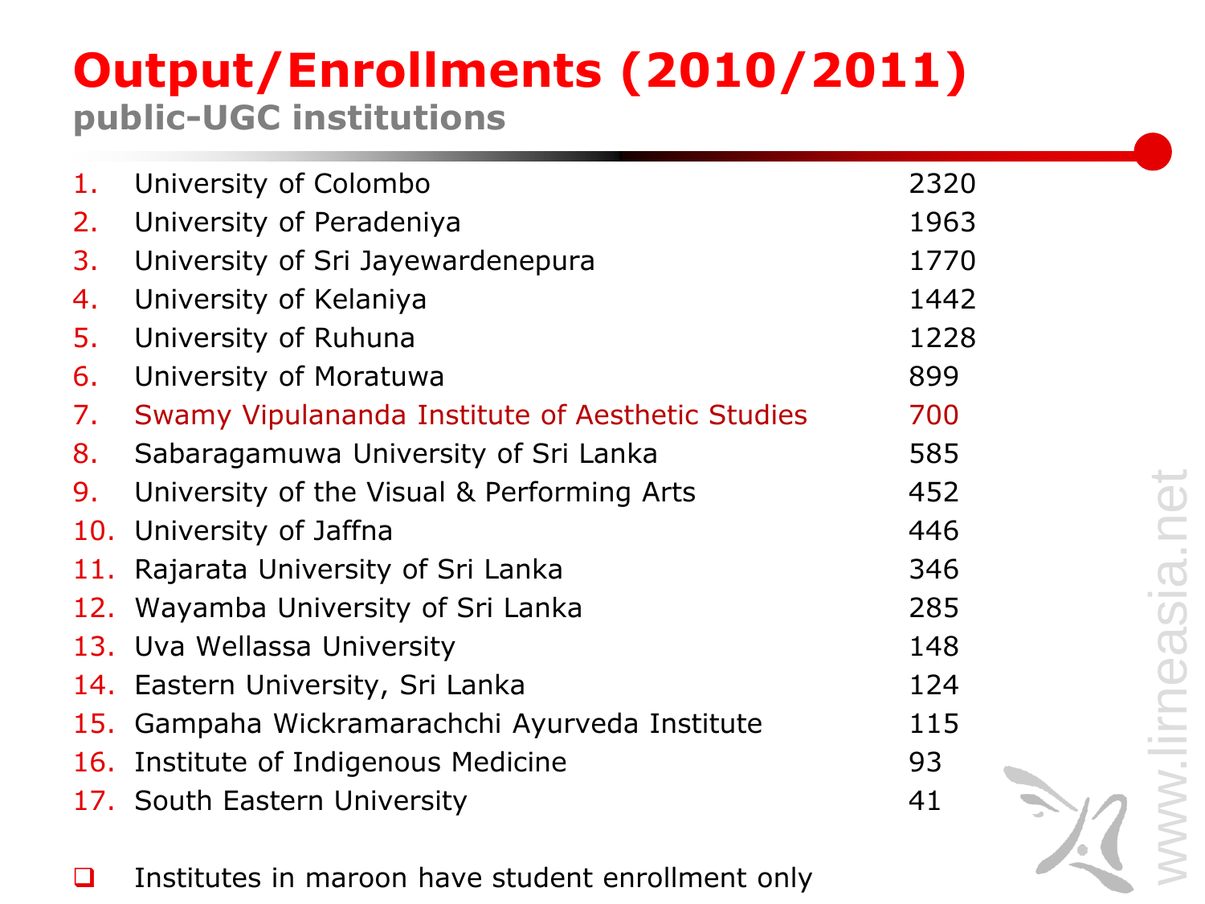# Output/Enrollments (2010/2011)

## public-UGC institutions

1. University of Colombo 2320
2. University of Peradeniya 1963
3. University of Sri Jayewardenepura 1770
4. University of Kelaniya 1442
5. University of Ruhuna 1228
6. University of Moratuwa 899
7. Swamy Vipulananda Institute of Aesthetic Studies 700
8. Sabaragamuwa University of Sri Lanka 585
9. University of the Visual & Performing Arts 452
10. University of Jaffna 446
11. Rajarata University of Sri Lanka 346
12. Wayamba University of Sri Lanka 285
13. Uva Wellassa University 148
14. Eastern University, Sri Lanka 124
15. Gampaha Wickramarachchi Ayurveda Institute 115
16. Institute of Indigenous Medicine 93
17. South Eastern University 41

- Institutes in maroon have student enrollment only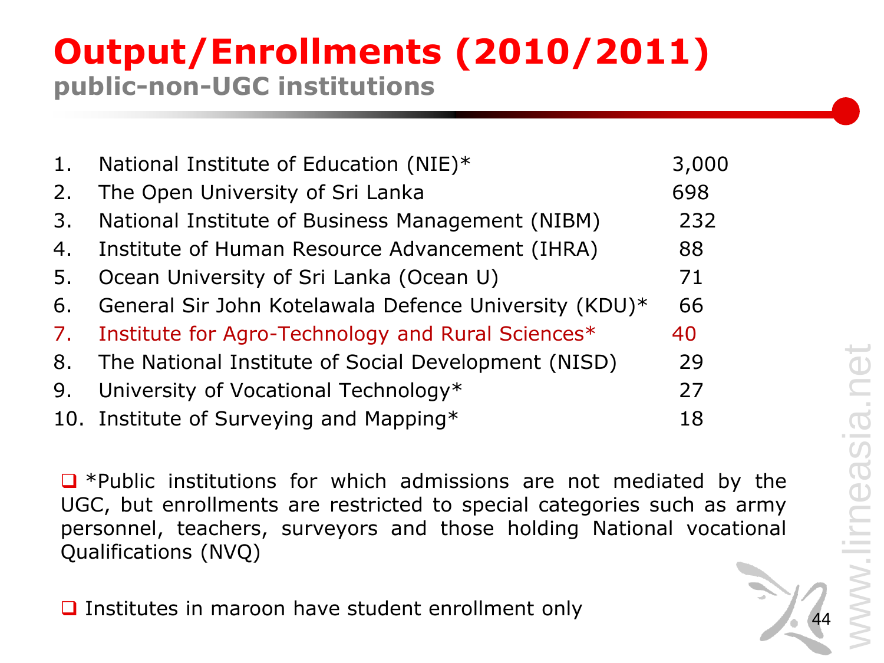# Output/Enrollments (2010/2011)

## public-non-UGC institutions

| # | Institution | Output/Enrollments |
|---|---|---|
| 1. | National Institute of Education (NIE)* | 3,000 |
| 2. | The Open University of Sri Lanka | 698 |
| 3. | National Institute of Business Management (NIBM) | 232 |
| 4. | Institute of Human Resource Advancement (IHRA) | 88 |
| 5. | Ocean University of Sri Lanka (Ocean U) | 71 |
| 6. | General Sir John Kotelawala Defence University (KDU)* | 66 |
| 7. | Institute for Agro-Technology and Rural Sciences* | 40 |
| 8. | The National Institute of Social Development (NISD) | 29 |
| 9. | University of Vocational Technology* | 27 |
| 10. | Institute of Surveying and Mapping* | 18 |

- *Public institutions for which admissions are not mediated by the UGC, but enrollments are restricted to special categories such as army personnel, teachers, surveyors and those holding National vocational Qualifications (NVQ)

- Institutes in maroon have student enrollment only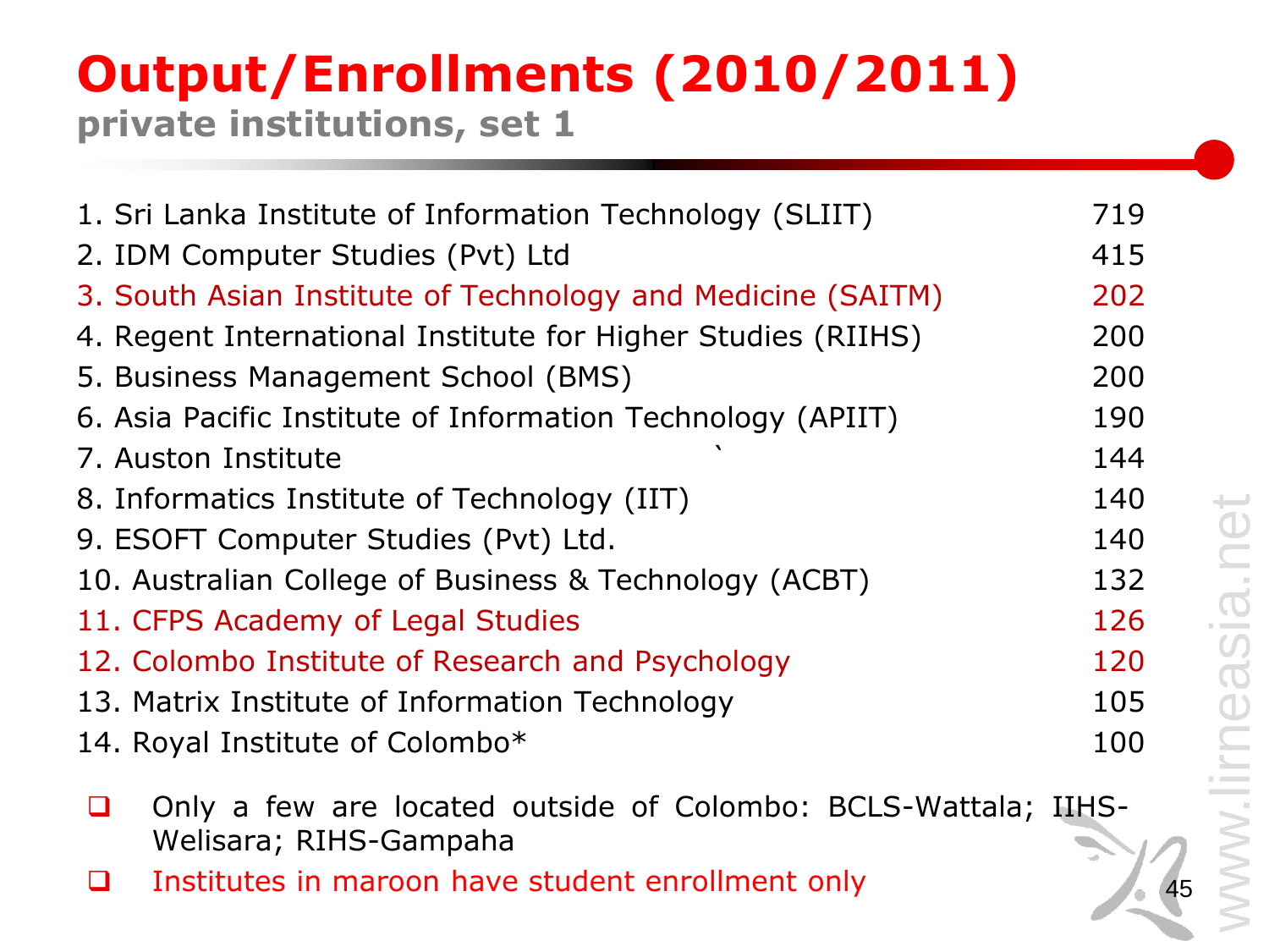# Output/Enrollments (2010/2011)

## private institutions, set 1

| Institution | Number |
|---|---|
| 1. Sri Lanka Institute of Information Technology (SLIIT) | 719 |
| 2. IDM Computer Studies (Pvt) Ltd | 415 |
| 3. South Asian Institute of Technology and Medicine (SAITM) | 202 |
| 4. Regent International Institute for Higher Studies (RIIHS) | 200 |
| 5. Business Management School (BMS) | 200 |
| 6. Asia Pacific Institute of Information Technology (APIIT) | 190 |
| 7. Auston Institute | 144 |
| 8. Informatics Institute of Technology (IIT) | 140 |
| 9. ESOFT Computer Studies (Pvt) Ltd. | 140 |
| 10. Australian College of Business & Technology (ACBT) | 132 |
| 11. CFPS Academy of Legal Studies | 126 |
| 12. Colombo Institute of Research and Psychology | 120 |
| 13. Matrix Institute of Information Technology | 105 |
| 14. Royal Institute of Colombo* | 100 |

- Only a few are located outside of Colombo: BCLS-Wattala; IIHS-Welisara; RIHS-Gampaha
- Institutes in maroon have student enrollment only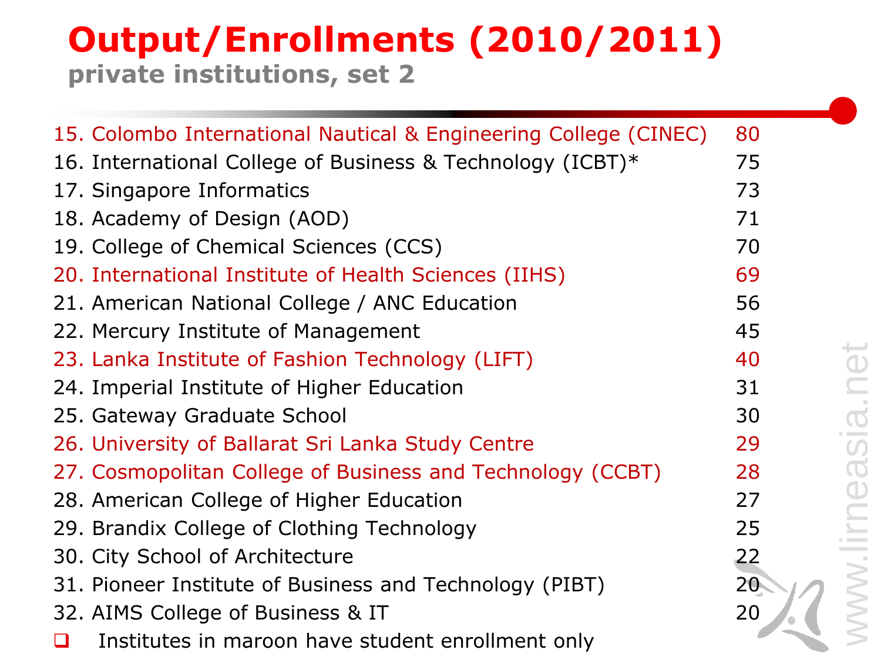# Output/Enrollments (2010/2011)

## private institutions, set 2

| Institution | Output/Enrollments |
|---|---|
| 15. Colombo International Nautical & Engineering College (CINEC) | 80 |
| 16. International College of Business & Technology (ICBT)* | 75 |
| 17. Singapore Informatics | 73 |
| 18. Academy of Design (AOD) | 71 |
| 19. College of Chemical Sciences (CCS) | 70 |
| 20. International Institute of Health Sciences (IIHS) | 69 |
| 21. American National College / ANC Education | 56 |
| 22. Mercury Institute of Management | 45 |
| 23. Lanka Institute of Fashion Technology (LIFT) | 40 |
| 24. Imperial Institute of Higher Education | 31 |
| 25. Gateway Graduate School | 30 |
| 26. University of Ballarat Sri Lanka Study Centre | 29 |
| 27. Cosmopolitan College of Business and Technology (CCBT) | 28 |
| 28. American College of Higher Education | 27 |
| 29. Brandix College of Clothing Technology | 25 |
| 30. City School of Architecture | 22 |
| 31. Pioneer Institute of Business and Technology (PIBT) | 20 |
| 32. AIMS College of Business & IT | 20 |

- Institutes in maroon have student enrollment only

www.lirneasia.net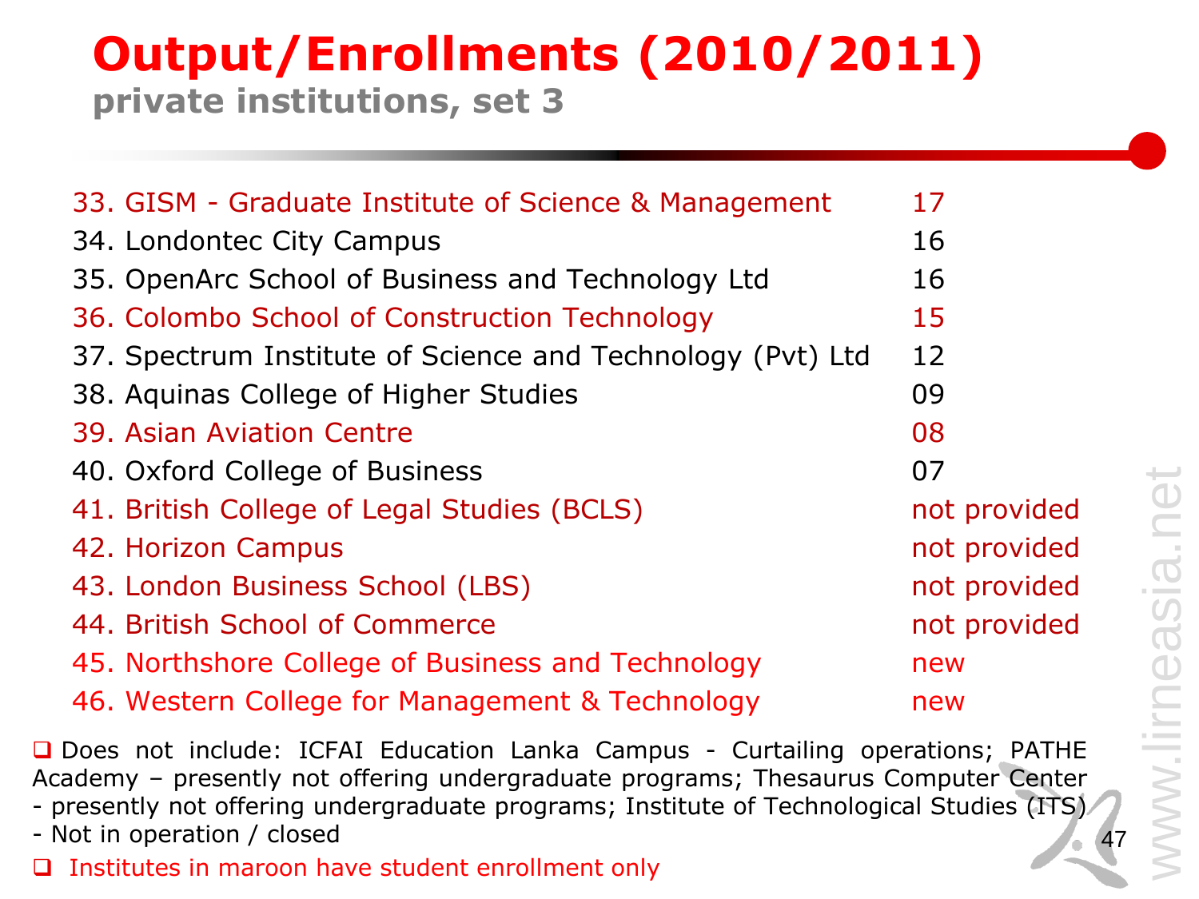# Output/Enrollments (2010/2011)

## private institutions, set 3

| Institution | Count |
|---|---|
| 33. GISM - Graduate Institute of Science & Management | 17 |
| 34. Londontec City Campus | 16 |
| 35. OpenArc School of Business and Technology Ltd | 16 |
| 36. Colombo School of Construction Technology | 15 |
| 37. Spectrum Institute of Science and Technology (Pvt) Ltd | 12 |
| 38. Aquinas College of Higher Studies | 09 |
| 39. Asian Aviation Centre | 08 |
| 40. Oxford College of Business | 07 |
| 41. British College of Legal Studies (BCLS) | not provided |
| 42. Horizon Campus | not provided |
| 43. London Business School (LBS) | not provided |
| 44. British School of Commerce | not provided |
| 45. Northshore College of Business and Technology | new |
| 46. Western College for Management & Technology | new |

- Does not include: ICFAI Education Lanka Campus - Curtailing operations; PATHE Academy – presently not offering undergraduate programs; Thesaurus Computer Center - presently not offering undergraduate programs; Institute of Technological Studies (ITS) - Not in operation / closed
- Institutes in maroon have student enrollment only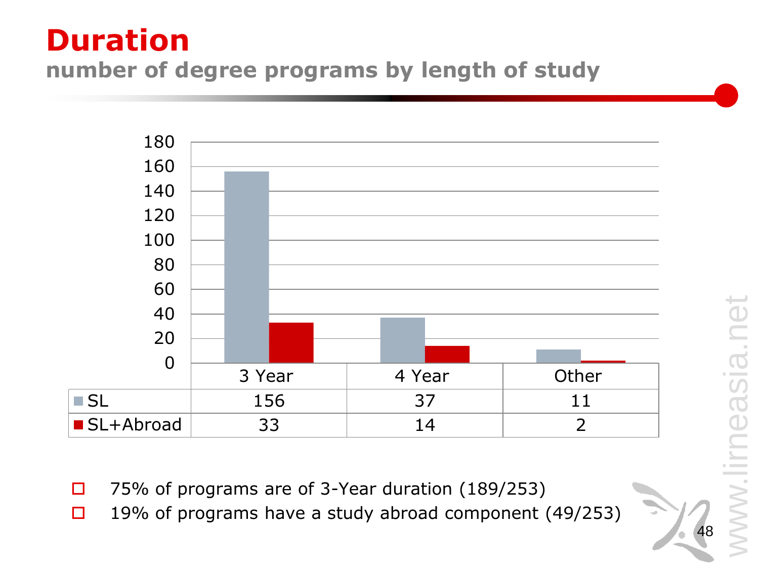# Duration

## number of degree programs by length of study

| | 3 Year | 4 Year | Other |
|---|---|---|---|
| SL | 156 | 37 | 11 |
| SL+Abroad | 33 | 14 | 2 |

- 75% of programs are of 3-Year duration (189/253)
- 19% of programs have a study abroad component (49/253)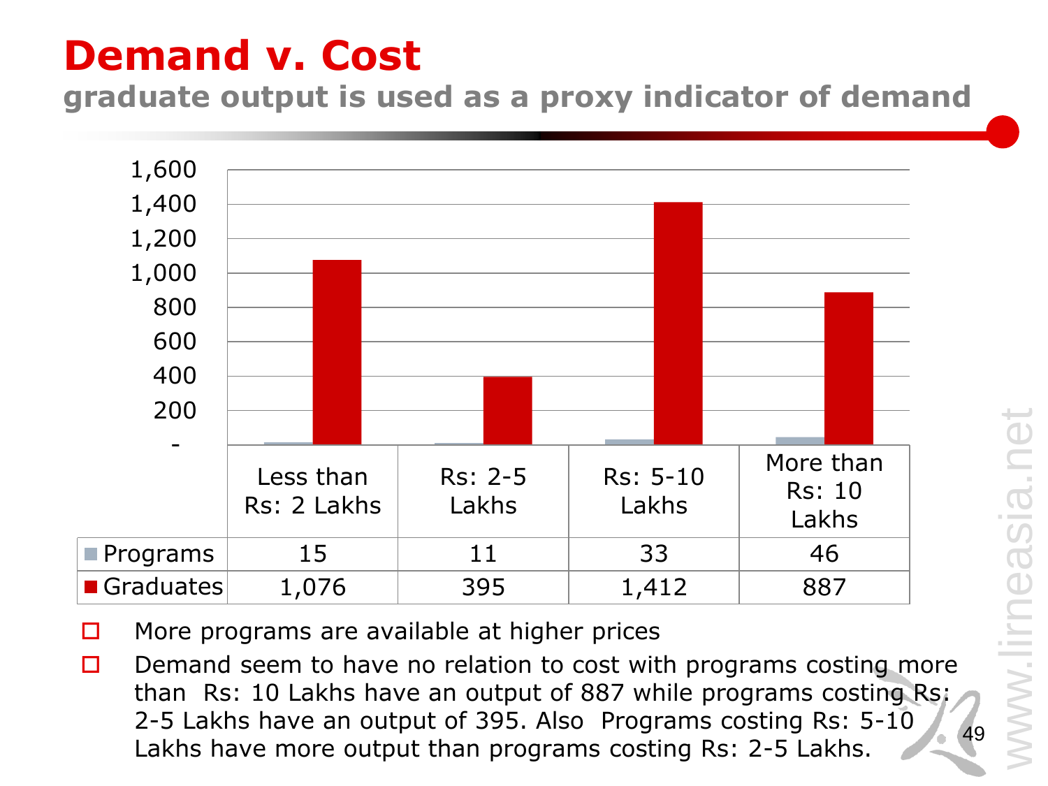# Demand v. Cost

## graduate output is used as a proxy indicator of demand

| | Less than Rs: 2 Lakhs | Rs: 2-5 Lakhs | Rs: 5-10 Lakhs | More than Rs: 10 Lakhs |
|---|---|---|---|---|
| Programs | 15 | 11 | 33 | 46 |
| Graduates | 1,076 | 395 | 1,412 | 887 |

- More programs are available at higher prices
- Demand seem to have no relation to cost with programs costing more than Rs: 10 Lakhs have an output of 887 while programs costing Rs: 2-5 Lakhs have an output of 395. Also Programs costing Rs: 5-10 Lakhs have more output than programs costing Rs: 2-5 Lakhs.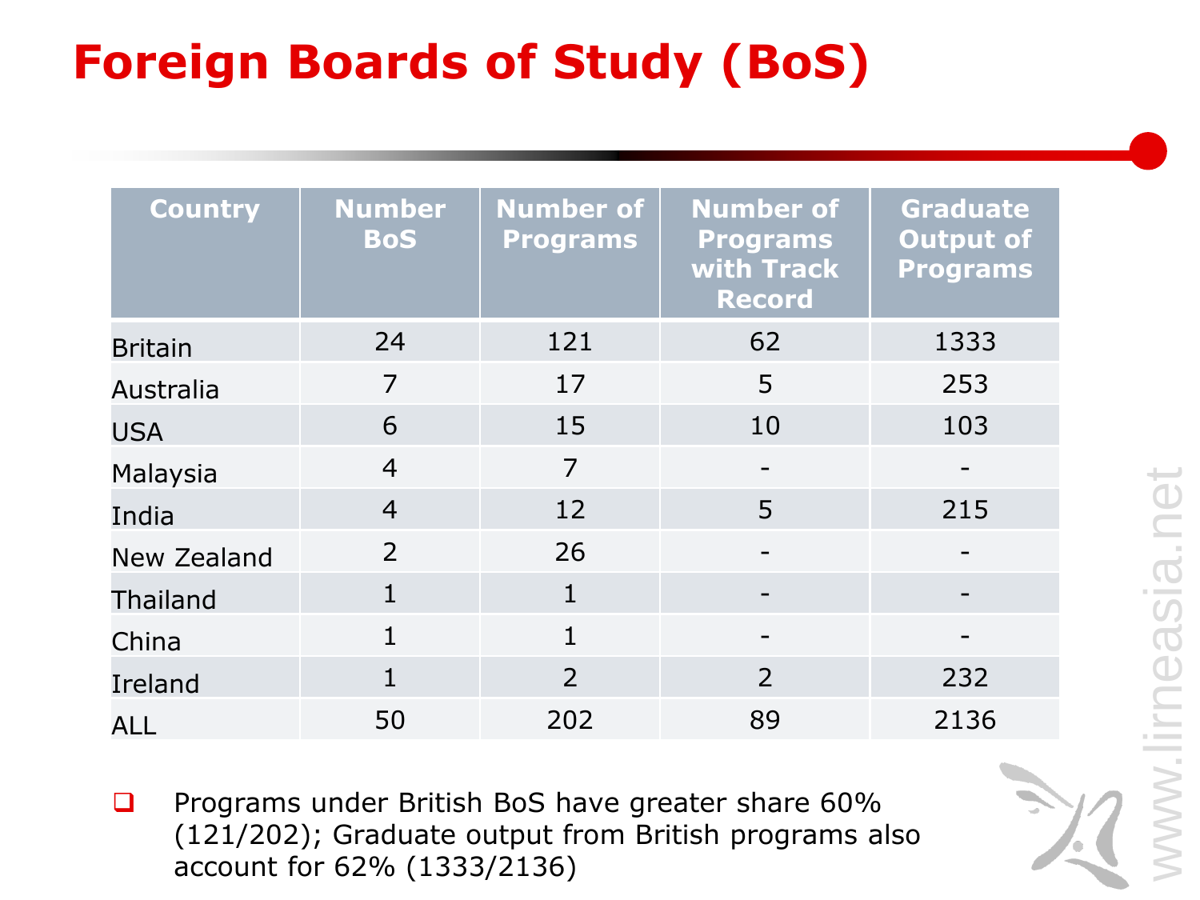# Foreign Boards of Study (BoS)

| Country | Number BoS | Number of Programs | Number of Programs with Track Record | Graduate Output of Programs |
|---|---|---|---|---|
| Britain | 24 | 121 | 62 | 1333 |
| Australia | 7 | 17 | 5 | 253 |
| USA | 6 | 15 | 10 | 103 |
| Malaysia | 4 | 7 | - | - |
| India | 4 | 12 | 5 | 215 |
| New Zealand | 2 | 26 | - | - |
| Thailand | 1 | 1 | - | - |
| China | 1 | 1 | - | - |
| Ireland | 1 | 2 | 2 | 232 |
| ALL | 50 | 202 | 89 | 2136 |

- Programs under British BoS have greater share 60% (121/202); Graduate output from British programs also account for 62% (1333/2136)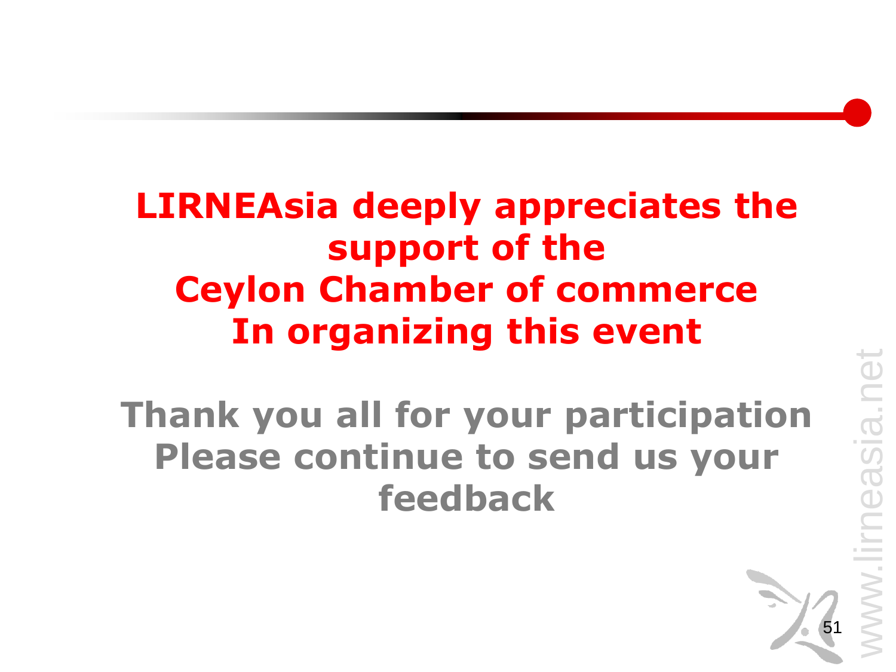**LIRNEAsia deeply appreciates the support of the Ceylon Chamber of commerce In organizing this event**

**Thank you all for your participation Please continue to send us your feedback**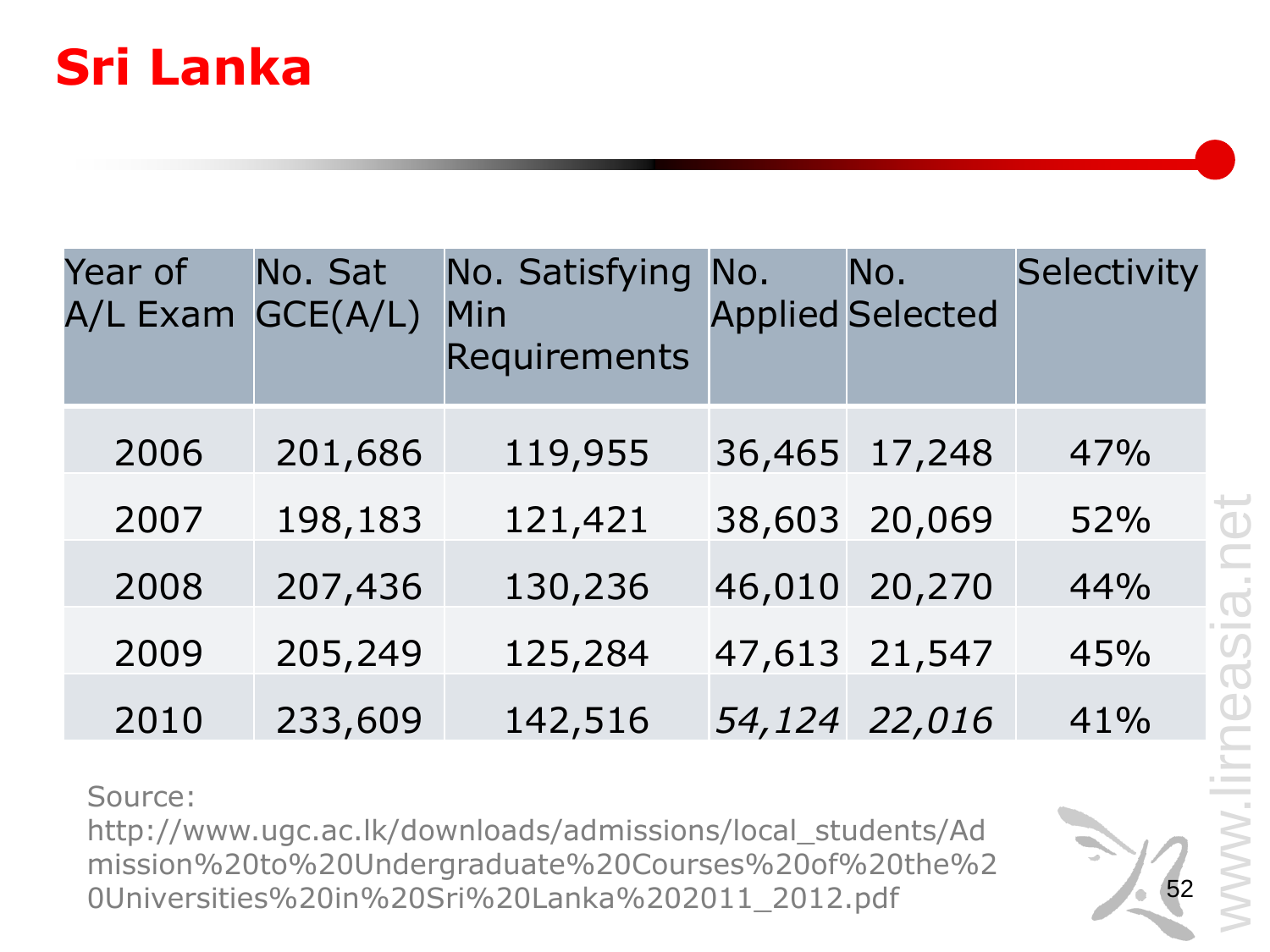# Sri Lanka

| Year of A/L Exam | No. Sat GCE(A/L) | No. Satisfying Min Requirements | No. Applied | No. Selected | Selectivity |
|---|---|---|---|---|---|
| 2006 | 201,686 | 119,955 | 36,465 | 17,248 | 47% |
| 2007 | 198,183 | 121,421 | 38,603 | 20,069 | 52% |
| 2008 | 207,436 | 130,236 | 46,010 | 20,270 | 44% |
| 2009 | 205,249 | 125,284 | 47,613 | 21,547 | 45% |
| 2010 | 233,609 | 142,516 | *54,124* | *22,016* | 41% |

Source: http://www.ugc.ac.lk/downloads/admissions/local_students/Admission%20to%20Undergraduate%20Courses%20of%20the%20Universities%20in%20Sri%20Lanka%202011_2012.pdf

www.lirneasia.net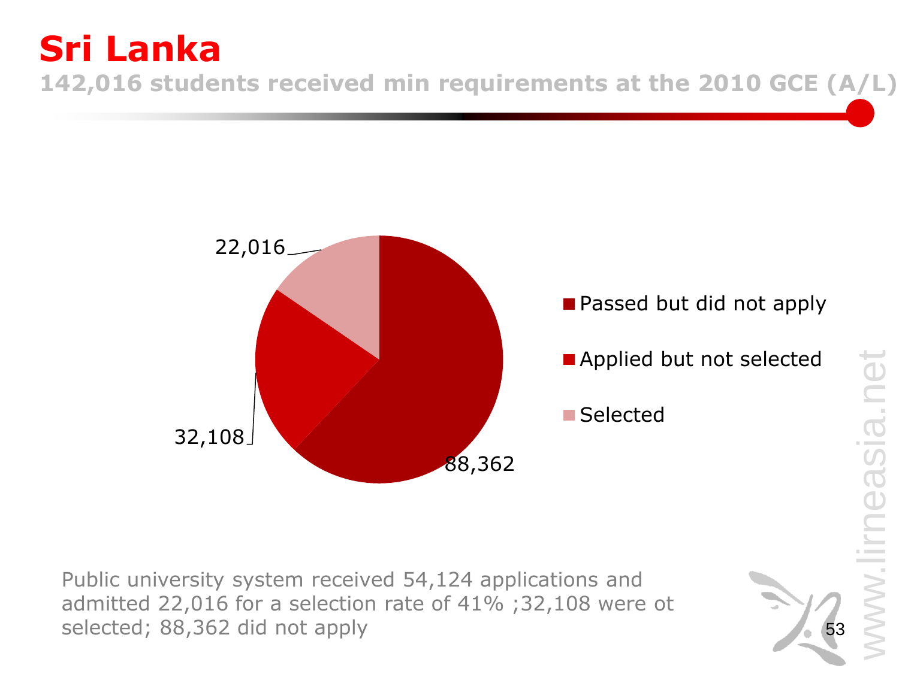# Sri Lanka

**142,016 students received min requirements at the 2010 GCE (A/L)**

22,016

32,108

88,362

Passed but did not apply

Applied but not selected

Selected

Public university system received 54,124 applications and admitted 22,016 for a selection rate of 41% ;32,108 were ot selected; 88,362 did not apply